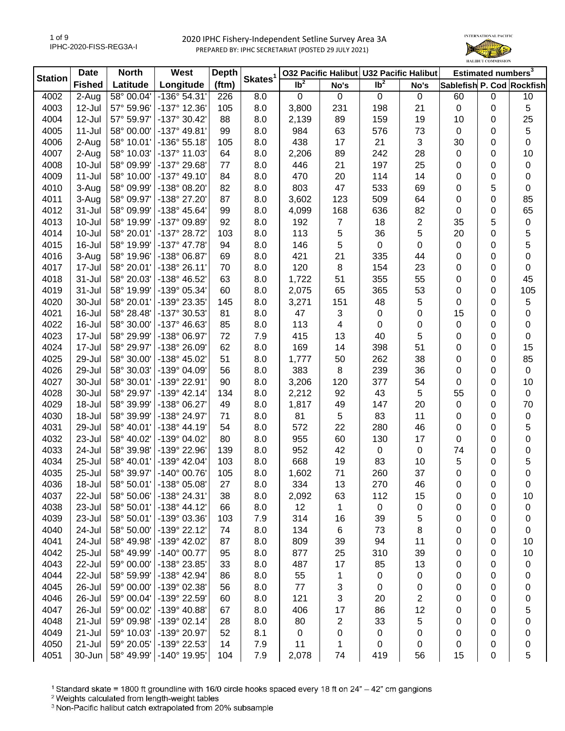# 2020 IPHC Fishery-Independent Setline Survey Area 3A

PREPARED BY: IPHC SECRETARIAT (POSTED 29 JULY 2021)

| Station | Date | North | West | Depth | Skates[1] | O32 Pacific Halibut | | U32 Pacific Halibut | | Estimated numbers[3] | | |
|---|---|---|---|---|---|---|---|---|---|---|---|---|
| | Fished | Latitude | Longitude | (ftm) | | lb[2] | No's | lb[2] | No's | Sablefish | P. Cod | Rockfish |
| 4002 | 2-Aug | 58° 00.04' | -136° 54.31' | 226 | 8.0 | 0 | 0 | 0 | 0 | 60 | 0 | 10 |
| 4003 | 12-Jul | 57° 59.96' | -137° 12.36' | 105 | 8.0 | 3,800 | 231 | 198 | 21 | 0 | 0 | 5 |
| 4004 | 12-Jul | 57° 59.97' | -137° 30.42' | 88 | 8.0 | 2,139 | 89 | 159 | 19 | 10 | 0 | 25 |
| 4005 | 11-Jul | 58° 00.00' | -137° 49.81' | 99 | 8.0 | 984 | 63 | 576 | 73 | 0 | 0 | 5 |
| 4006 | 2-Aug | 58° 10.01' | -136° 55.18' | 105 | 8.0 | 438 | 17 | 21 | 3 | 30 | 0 | 0 |
| 4007 | 2-Aug | 58° 10.03' | -137° 11.03' | 64 | 8.0 | 2,206 | 89 | 242 | 28 | 0 | 0 | 10 |
| 4008 | 10-Jul | 58° 09.99' | -137° 29.68' | 77 | 8.0 | 446 | 21 | 197 | 25 | 0 | 0 | 0 |
| 4009 | 11-Jul | 58° 10.00' | -137° 49.10' | 84 | 8.0 | 470 | 20 | 114 | 14 | 0 | 0 | 0 |
| 4010 | 3-Aug | 58° 09.99' | -138° 08.20' | 82 | 8.0 | 803 | 47 | 533 | 69 | 0 | 5 | 0 |
| 4011 | 3-Aug | 58° 09.97' | -138° 27.20' | 87 | 8.0 | 3,602 | 123 | 509 | 64 | 0 | 0 | 85 |
| 4012 | 31-Jul | 58° 09.99' | -138° 45.64' | 99 | 8.0 | 4,099 | 168 | 636 | 82 | 0 | 0 | 65 |
| 4013 | 10-Jul | 58° 19.99' | -137° 09.89' | 92 | 8.0 | 192 | 7 | 18 | 2 | 35 | 5 | 0 |
| 4014 | 10-Jul | 58° 20.01' | -137° 28.72' | 103 | 8.0 | 113 | 5 | 36 | 5 | 20 | 0 | 5 |
| 4015 | 16-Jul | 58° 19.99' | -137° 47.78' | 94 | 8.0 | 146 | 5 | 0 | 0 | 0 | 0 | 5 |
| 4016 | 3-Aug | 58° 19.96' | -138° 06.87' | 69 | 8.0 | 421 | 21 | 335 | 44 | 0 | 0 | 0 |
| 4017 | 17-Jul | 58° 20.01' | -138° 26.11' | 70 | 8.0 | 120 | 8 | 154 | 23 | 0 | 0 | 0 |
| 4018 | 31-Jul | 58° 20.03' | -138° 46.52' | 63 | 8.0 | 1,722 | 51 | 355 | 55 | 0 | 0 | 45 |
| 4019 | 31-Jul | 58° 19.99' | -139° 05.34' | 60 | 8.0 | 2,075 | 65 | 365 | 53 | 0 | 0 | 105 |
| 4020 | 30-Jul | 58° 20.01' | -139° 23.35' | 145 | 8.0 | 3,271 | 151 | 48 | 5 | 0 | 0 | 5 |
| 4021 | 16-Jul | 58° 28.48' | -137° 30.53' | 81 | 8.0 | 47 | 3 | 0 | 0 | 15 | 0 | 0 |
| 4022 | 16-Jul | 58° 30.00' | -137° 46.63' | 85 | 8.0 | 113 | 4 | 0 | 0 | 0 | 0 | 0 |
| 4023 | 17-Jul | 58° 29.99' | -138° 06.97' | 72 | 7.9 | 415 | 13 | 40 | 5 | 0 | 0 | 0 |
| 4024 | 17-Jul | 58° 29.97' | -138° 26.09' | 62 | 8.0 | 169 | 14 | 398 | 51 | 0 | 0 | 15 |
| 4025 | 29-Jul | 58° 30.00' | -138° 45.02' | 51 | 8.0 | 1,777 | 50 | 262 | 38 | 0 | 0 | 85 |
| 4026 | 29-Jul | 58° 30.03' | -139° 04.09' | 56 | 8.0 | 383 | 8 | 239 | 36 | 0 | 0 | 0 |
| 4027 | 30-Jul | 58° 30.01' | -139° 22.91' | 90 | 8.0 | 3,206 | 120 | 377 | 54 | 0 | 0 | 10 |
| 4028 | 30-Jul | 58° 29.97' | -139° 42.14' | 134 | 8.0 | 2,212 | 92 | 43 | 5 | 55 | 0 | 0 |
| 4029 | 18-Jul | 58° 39.99' | -138° 06.27' | 49 | 8.0 | 1,817 | 49 | 147 | 20 | 0 | 0 | 70 |
| 4030 | 18-Jul | 58° 39.99' | -138° 24.97' | 71 | 8.0 | 81 | 5 | 83 | 11 | 0 | 0 | 0 |
| 4031 | 29-Jul | 58° 40.01' | -138° 44.19' | 54 | 8.0 | 572 | 22 | 280 | 46 | 0 | 0 | 5 |
| 4032 | 23-Jul | 58° 40.02' | -139° 04.02' | 80 | 8.0 | 955 | 60 | 130 | 17 | 0 | 0 | 0 |
| 4033 | 24-Jul | 58° 39.98' | -139° 22.96' | 139 | 8.0 | 952 | 42 | 0 | 0 | 74 | 0 | 0 |
| 4034 | 25-Jul | 58° 40.01' | -139° 42.04' | 103 | 8.0 | 668 | 19 | 83 | 10 | 5 | 0 | 5 |
| 4035 | 25-Jul | 58° 39.97' | -140° 00.76' | 105 | 8.0 | 1,602 | 71 | 260 | 37 | 0 | 0 | 0 |
| 4036 | 18-Jul | 58° 50.01' | -138° 05.08' | 27 | 8.0 | 334 | 13 | 270 | 46 | 0 | 0 | 0 |
| 4037 | 22-Jul | 58° 50.06' | -138° 24.31' | 38 | 8.0 | 2,092 | 63 | 112 | 15 | 0 | 0 | 10 |
| 4038 | 23-Jul | 58° 50.01' | -138° 44.12' | 66 | 8.0 | 12 | 1 | 0 | 0 | 0 | 0 | 0 |
| 4039 | 23-Jul | 58° 50.01' | -139° 03.36' | 103 | 7.9 | 314 | 16 | 39 | 5 | 0 | 0 | 0 |
| 4040 | 24-Jul | 58° 50.00' | -139° 22.12' | 74 | 8.0 | 134 | 6 | 73 | 8 | 0 | 0 | 0 |
| 4041 | 24-Jul | 58° 49.98' | -139° 42.02' | 87 | 8.0 | 809 | 39 | 94 | 11 | 0 | 0 | 10 |
| 4042 | 25-Jul | 58° 49.99' | -140° 00.77' | 95 | 8.0 | 877 | 25 | 310 | 39 | 0 | 0 | 10 |
| 4043 | 22-Jul | 59° 00.00' | -138° 23.85' | 33 | 8.0 | 487 | 17 | 85 | 13 | 0 | 0 | 0 |
| 4044 | 22-Jul | 58° 59.99' | -138° 42.94' | 86 | 8.0 | 55 | 1 | 0 | 0 | 0 | 0 | 0 |
| 4045 | 26-Jul | 59° 00.00' | -139° 02.38' | 56 | 8.0 | 77 | 3 | 0 | 0 | 0 | 0 | 0 |
| 4046 | 26-Jul | 59° 00.04' | -139° 22.59' | 60 | 8.0 | 121 | 3 | 20 | 2 | 0 | 0 | 0 |
| 4047 | 26-Jul | 59° 00.02' | -139° 40.88' | 67 | 8.0 | 406 | 17 | 86 | 12 | 0 | 0 | 5 |
| 4048 | 21-Jul | 59° 09.98' | -139° 02.14' | 28 | 8.0 | 80 | 2 | 33 | 5 | 0 | 0 | 0 |
| 4049 | 21-Jul | 59° 10.03' | -139° 20.97' | 52 | 8.1 | 0 | 0 | 0 | 0 | 0 | 0 | 0 |
| 4050 | 21-Jul | 59° 20.05' | -139° 22.53' | 14 | 7.9 | 11 | 1 | 0 | 0 | 0 | 0 | 0 |
| 4051 | 30-Jun | 58° 49.99' | -140° 19.95' | 104 | 7.9 | 2,078 | 74 | 419 | 56 | 15 | 0 | 5 |

[1] Standard skate = 1800 ft groundline with 16/0 circle hooks spaced every 18 ft on 24" – 42" cm gangions
[2] Weights calculated from length-weight tables
[3] Non-Pacific halibut catch extrapolated from 20% subsample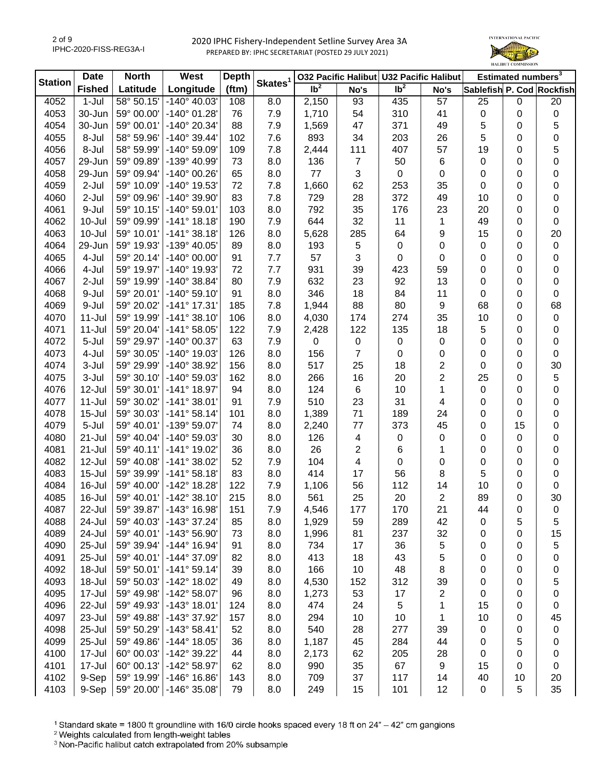# 2020 IPHC Fishery-Independent Setline Survey Area 3A

PREPARED BY: IPHC SECRETARIAT (POSTED 29 JULY 2021)

| Station | Date Fished | North Latitude | West Longitude | Depth (ftm) | Skates[1] | O32 Pacific Halibut lb[2] | O32 Pacific Halibut No's | U32 Pacific Halibut lb[2] | U32 Pacific Halibut No's | Estimated numbers[3] Sablefish | P. Cod | Rockfish |
|---|---|---|---|---|---|---|---|---|---|---|---|---|
| 4052 | 1-Jul | 58° 50.15' | -140° 40.03' | 108 | 8.0 | 2,150 | 93 | 435 | 57 | 25 | 0 | 20 |
| 4053 | 30-Jun | 59° 00.00' | -140° 01.28' | 76 | 7.9 | 1,710 | 54 | 310 | 41 | 0 | 0 | 0 |
| 4054 | 30-Jun | 59° 00.01' | -140° 20.34' | 88 | 7.9 | 1,569 | 47 | 371 | 49 | 5 | 0 | 5 |
| 4055 | 8-Jul | 58° 59.96' | -140° 39.44' | 102 | 7.6 | 893 | 34 | 203 | 26 | 5 | 0 | 0 |
| 4056 | 8-Jul | 58° 59.99' | -140° 59.09' | 109 | 7.8 | 2,444 | 111 | 407 | 57 | 19 | 0 | 5 |
| 4057 | 29-Jun | 59° 09.89' | -139° 40.99' | 73 | 8.0 | 136 | 7 | 50 | 6 | 0 | 0 | 0 |
| 4058 | 29-Jun | 59° 09.94' | -140° 00.26' | 65 | 8.0 | 77 | 3 | 0 | 0 | 0 | 0 | 0 |
| 4059 | 2-Jul | 59° 10.09' | -140° 19.53' | 72 | 7.8 | 1,660 | 62 | 253 | 35 | 0 | 0 | 0 |
| 4060 | 2-Jul | 59° 09.96' | -140° 39.90' | 83 | 7.8 | 729 | 28 | 372 | 49 | 10 | 0 | 0 |
| 4061 | 9-Jul | 59° 10.15' | -140° 59.01' | 103 | 8.0 | 792 | 35 | 176 | 23 | 20 | 0 | 0 |
| 4062 | 10-Jul | 59° 09.99' | -141° 18.18' | 190 | 7.9 | 644 | 32 | 11 | 1 | 49 | 0 | 0 |
| 4063 | 10-Jul | 59° 10.01' | -141° 38.18' | 126 | 8.0 | 5,628 | 285 | 64 | 9 | 15 | 0 | 20 |
| 4064 | 29-Jun | 59° 19.93' | -139° 40.05' | 89 | 8.0 | 193 | 5 | 0 | 0 | 0 | 0 | 0 |
| 4065 | 4-Jul | 59° 20.14' | -140° 00.00' | 91 | 7.7 | 57 | 3 | 0 | 0 | 0 | 0 | 0 |
| 4066 | 4-Jul | 59° 19.97' | -140° 19.93' | 72 | 7.7 | 931 | 39 | 423 | 59 | 0 | 0 | 0 |
| 4067 | 2-Jul | 59° 19.99' | -140° 38.84' | 80 | 7.9 | 632 | 23 | 92 | 13 | 0 | 0 | 0 |
| 4068 | 9-Jul | 59° 20.01' | -140° 59.10' | 91 | 8.0 | 346 | 18 | 84 | 11 | 0 | 0 | 0 |
| 4069 | 9-Jul | 59° 20.02' | -141° 17.31' | 185 | 7.8 | 1,944 | 88 | 80 | 9 | 68 | 0 | 68 |
| 4070 | 11-Jul | 59° 19.99' | -141° 38.10' | 106 | 8.0 | 4,030 | 174 | 274 | 35 | 10 | 0 | 0 |
| 4071 | 11-Jul | 59° 20.04' | -141° 58.05' | 122 | 7.9 | 2,428 | 122 | 135 | 18 | 5 | 0 | 0 |
| 4072 | 5-Jul | 59° 29.97' | -140° 00.37' | 63 | 7.9 | 0 | 0 | 0 | 0 | 0 | 0 | 0 |
| 4073 | 4-Jul | 59° 30.05' | -140° 19.03' | 126 | 8.0 | 156 | 7 | 0 | 0 | 0 | 0 | 0 |
| 4074 | 3-Jul | 59° 29.99' | -140° 38.92' | 156 | 8.0 | 517 | 25 | 18 | 2 | 0 | 0 | 30 |
| 4075 | 3-Jul | 59° 30.10' | -140° 59.03' | 162 | 8.0 | 266 | 16 | 20 | 2 | 25 | 0 | 5 |
| 4076 | 12-Jul | 59° 30.01' | -141° 18.97' | 94 | 8.0 | 124 | 6 | 10 | 1 | 0 | 0 | 0 |
| 4077 | 11-Jul | 59° 30.02' | -141° 38.01' | 91 | 7.9 | 510 | 23 | 31 | 4 | 0 | 0 | 0 |
| 4078 | 15-Jul | 59° 30.03' | -141° 58.14' | 101 | 8.0 | 1,389 | 71 | 189 | 24 | 0 | 0 | 0 |
| 4079 | 5-Jul | 59° 40.01' | -139° 59.07' | 74 | 8.0 | 2,240 | 77 | 373 | 45 | 0 | 15 | 0 |
| 4080 | 21-Jul | 59° 40.04' | -140° 59.03' | 30 | 8.0 | 126 | 4 | 0 | 0 | 0 | 0 | 0 |
| 4081 | 21-Jul | 59° 40.11' | -141° 19.02' | 36 | 8.0 | 26 | 2 | 6 | 1 | 0 | 0 | 0 |
| 4082 | 12-Jul | 59° 40.08' | -141° 38.02' | 52 | 7.9 | 104 | 4 | 0 | 0 | 0 | 0 | 0 |
| 4083 | 15-Jul | 59° 39.99' | -141° 58.18' | 83 | 8.0 | 414 | 17 | 56 | 8 | 5 | 0 | 0 |
| 4084 | 16-Jul | 59° 40.00' | -142° 18.28' | 122 | 7.9 | 1,106 | 56 | 112 | 14 | 10 | 0 | 0 |
| 4085 | 16-Jul | 59° 40.01' | -142° 38.10' | 215 | 8.0 | 561 | 25 | 20 | 2 | 89 | 0 | 30 |
| 4087 | 22-Jul | 59° 39.87' | -143° 16.98' | 151 | 7.9 | 4,546 | 177 | 170 | 21 | 44 | 0 | 0 |
| 4088 | 24-Jul | 59° 40.03' | -143° 37.24' | 85 | 8.0 | 1,929 | 59 | 289 | 42 | 0 | 5 | 5 |
| 4089 | 24-Jul | 59° 40.01' | -143° 56.90' | 73 | 8.0 | 1,996 | 81 | 237 | 32 | 0 | 0 | 15 |
| 4090 | 25-Jul | 59° 39.94' | -144° 16.94' | 91 | 8.0 | 734 | 17 | 36 | 5 | 0 | 0 | 5 |
| 4091 | 25-Jul | 59° 40.01' | -144° 37.09' | 82 | 8.0 | 413 | 18 | 43 | 5 | 0 | 0 | 0 |
| 4092 | 18-Jul | 59° 50.01' | -141° 59.14' | 39 | 8.0 | 166 | 10 | 48 | 8 | 0 | 0 | 0 |
| 4093 | 18-Jul | 59° 50.03' | -142° 18.02' | 49 | 8.0 | 4,530 | 152 | 312 | 39 | 0 | 0 | 5 |
| 4095 | 17-Jul | 59° 49.98' | -142° 58.07' | 96 | 8.0 | 1,273 | 53 | 17 | 2 | 0 | 0 | 0 |
| 4096 | 22-Jul | 59° 49.93' | -143° 18.01' | 124 | 8.0 | 474 | 24 | 5 | 1 | 15 | 0 | 0 |
| 4097 | 23-Jul | 59° 49.88' | -143° 37.92' | 157 | 8.0 | 294 | 10 | 10 | 1 | 10 | 0 | 45 |
| 4098 | 25-Jul | 59° 50.29' | -143° 58.41' | 52 | 8.0 | 540 | 28 | 277 | 39 | 0 | 0 | 0 |
| 4099 | 25-Jul | 59° 49.86' | -144° 18.05' | 36 | 8.0 | 1,187 | 45 | 284 | 44 | 0 | 5 | 0 |
| 4100 | 17-Jul | 60° 00.03' | -142° 39.22' | 44 | 8.0 | 2,173 | 62 | 205 | 28 | 0 | 0 | 0 |
| 4101 | 17-Jul | 60° 00.13' | -142° 58.97' | 62 | 8.0 | 990 | 35 | 67 | 9 | 15 | 0 | 0 |
| 4102 | 9-Sep | 59° 19.99' | -146° 16.86' | 143 | 8.0 | 709 | 37 | 117 | 14 | 40 | 10 | 20 |
| 4103 | 9-Sep | 59° 20.00' | -146° 35.08' | 79 | 8.0 | 249 | 15 | 101 | 12 | 0 | 5 | 35 |

[1] Standard skate = 1800 ft groundline with 16/0 circle hooks spaced every 18 ft on 24" – 42" cm gangions
[2] Weights calculated from length-weight tables
[3] Non-Pacific halibut catch extrapolated from 20% subsample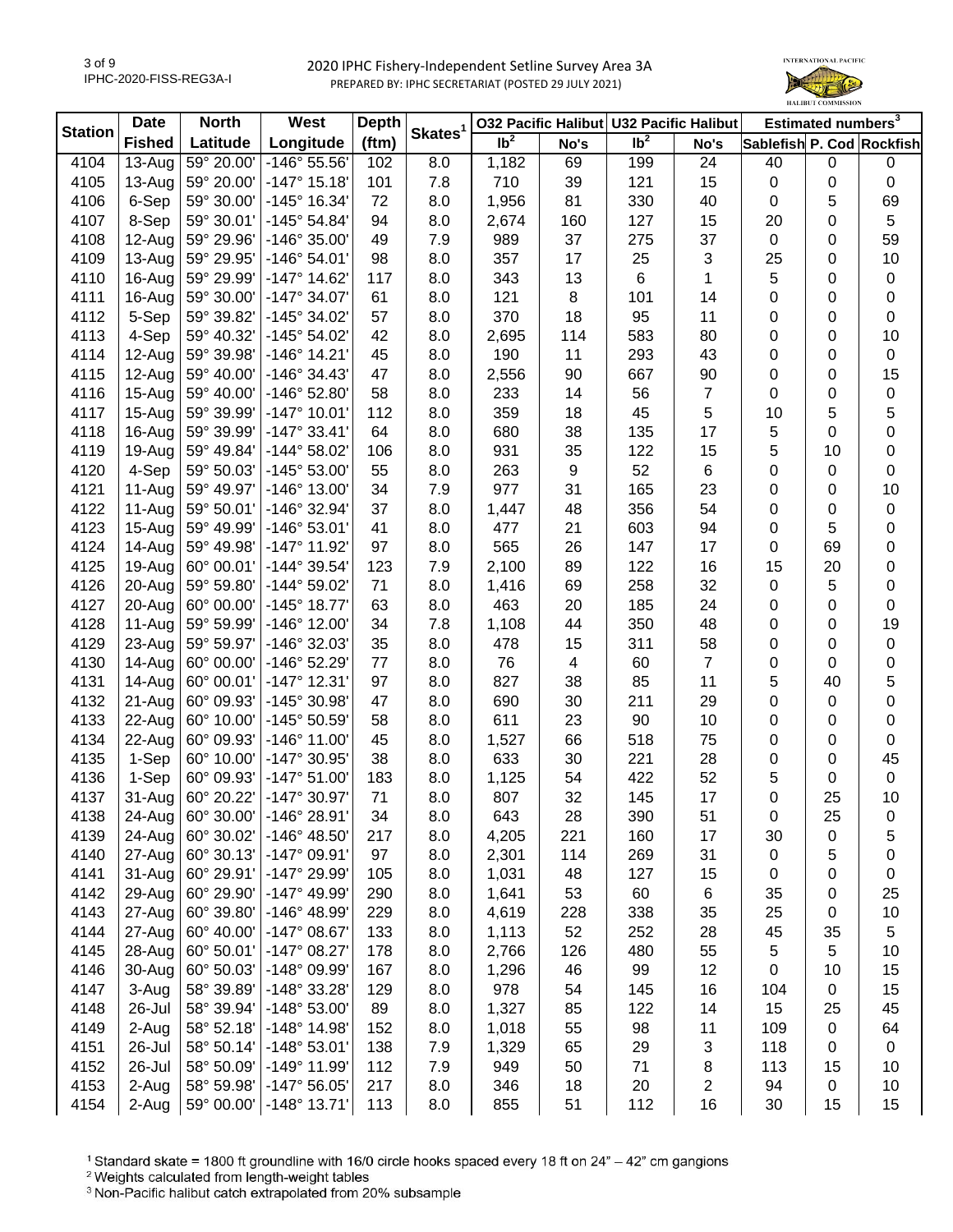# 2020 IPHC Fishery-Independent Setline Survey Area 3A

PREPARED BY: IPHC SECRETARIAT (POSTED 29 JULY 2021)

| Station | Date | North | West | Depth | Skates[1] | O32 Pacific Halibut | | U32 Pacific Halibut | | Estimated numbers[3] | | |
|---|---|---|---|---|---|---|---|---|---|---|---|---|
| | Fished | Latitude | Longitude | (ftm) | | lb[2] | No's | lb[2] | No's | Sablefish | P. Cod | Rockfish |
| 4104 | 13-Aug | 59° 20.00' | -146° 55.56' | 102 | 8.0 | 1,182 | 69 | 199 | 24 | 40 | 0 | 0 |
| 4105 | 13-Aug | 59° 20.00' | -147° 15.18' | 101 | 7.8 | 710 | 39 | 121 | 15 | 0 | 0 | 0 |
| 4106 | 6-Sep | 59° 30.00' | -145° 16.34' | 72 | 8.0 | 1,956 | 81 | 330 | 40 | 0 | 5 | 69 |
| 4107 | 8-Sep | 59° 30.01' | -145° 54.84' | 94 | 8.0 | 2,674 | 160 | 127 | 15 | 20 | 0 | 5 |
| 4108 | 12-Aug | 59° 29.96' | -146° 35.00' | 49 | 7.9 | 989 | 37 | 275 | 37 | 0 | 0 | 59 |
| 4109 | 13-Aug | 59° 29.95' | -146° 54.01' | 98 | 8.0 | 357 | 17 | 25 | 3 | 25 | 0 | 10 |
| 4110 | 16-Aug | 59° 29.99' | -147° 14.62' | 117 | 8.0 | 343 | 13 | 6 | 1 | 5 | 0 | 0 |
| 4111 | 16-Aug | 59° 30.00' | -147° 34.07' | 61 | 8.0 | 121 | 8 | 101 | 14 | 0 | 0 | 0 |
| 4112 | 5-Sep | 59° 39.82' | -145° 34.02' | 57 | 8.0 | 370 | 18 | 95 | 11 | 0 | 0 | 0 |
| 4113 | 4-Sep | 59° 40.32' | -145° 54.02' | 42 | 8.0 | 2,695 | 114 | 583 | 80 | 0 | 0 | 10 |
| 4114 | 12-Aug | 59° 39.98' | -146° 14.21' | 45 | 8.0 | 190 | 11 | 293 | 43 | 0 | 0 | 0 |
| 4115 | 12-Aug | 59° 40.00' | -146° 34.43' | 47 | 8.0 | 2,556 | 90 | 667 | 90 | 0 | 0 | 15 |
| 4116 | 15-Aug | 59° 40.00' | -146° 52.80' | 58 | 8.0 | 233 | 14 | 56 | 7 | 0 | 0 | 0 |
| 4117 | 15-Aug | 59° 39.99' | -147° 10.01' | 112 | 8.0 | 359 | 18 | 45 | 5 | 10 | 5 | 5 |
| 4118 | 16-Aug | 59° 39.99' | -147° 33.41' | 64 | 8.0 | 680 | 38 | 135 | 17 | 5 | 0 | 0 |
| 4119 | 19-Aug | 59° 49.84' | -144° 58.02' | 106 | 8.0 | 931 | 35 | 122 | 15 | 5 | 10 | 0 |
| 4120 | 4-Sep | 59° 50.03' | -145° 53.00' | 55 | 8.0 | 263 | 9 | 52 | 6 | 0 | 0 | 0 |
| 4121 | 11-Aug | 59° 49.97' | -146° 13.00' | 34 | 7.9 | 977 | 31 | 165 | 23 | 0 | 0 | 10 |
| 4122 | 11-Aug | 59° 50.01' | -146° 32.94' | 37 | 8.0 | 1,447 | 48 | 356 | 54 | 0 | 0 | 0 |
| 4123 | 15-Aug | 59° 49.99' | -146° 53.01' | 41 | 8.0 | 477 | 21 | 603 | 94 | 0 | 5 | 0 |
| 4124 | 14-Aug | 59° 49.98' | -147° 11.92' | 97 | 8.0 | 565 | 26 | 147 | 17 | 0 | 69 | 0 |
| 4125 | 19-Aug | 60° 00.01' | -144° 39.54' | 123 | 7.9 | 2,100 | 89 | 122 | 16 | 15 | 20 | 0 |
| 4126 | 20-Aug | 59° 59.80' | -144° 59.02' | 71 | 8.0 | 1,416 | 69 | 258 | 32 | 0 | 5 | 0 |
| 4127 | 20-Aug | 60° 00.00' | -145° 18.77' | 63 | 8.0 | 463 | 20 | 185 | 24 | 0 | 0 | 0 |
| 4128 | 11-Aug | 59° 59.99' | -146° 12.00' | 34 | 7.8 | 1,108 | 44 | 350 | 48 | 0 | 0 | 19 |
| 4129 | 23-Aug | 59° 59.97' | -146° 32.03' | 35 | 8.0 | 478 | 15 | 311 | 58 | 0 | 0 | 0 |
| 4130 | 14-Aug | 60° 00.00' | -146° 52.29' | 77 | 8.0 | 76 | 4 | 60 | 7 | 0 | 0 | 0 |
| 4131 | 14-Aug | 60° 00.01' | -147° 12.31' | 97 | 8.0 | 827 | 38 | 85 | 11 | 5 | 40 | 5 |
| 4132 | 21-Aug | 60° 09.93' | -145° 30.98' | 47 | 8.0 | 690 | 30 | 211 | 29 | 0 | 0 | 0 |
| 4133 | 22-Aug | 60° 10.00' | -145° 50.59' | 58 | 8.0 | 611 | 23 | 90 | 10 | 0 | 0 | 0 |
| 4134 | 22-Aug | 60° 09.93' | -146° 11.00' | 45 | 8.0 | 1,527 | 66 | 518 | 75 | 0 | 0 | 0 |
| 4135 | 1-Sep | 60° 10.00' | -147° 30.95' | 38 | 8.0 | 633 | 30 | 221 | 28 | 0 | 0 | 45 |
| 4136 | 1-Sep | 60° 09.93' | -147° 51.00' | 183 | 8.0 | 1,125 | 54 | 422 | 52 | 5 | 0 | 0 |
| 4137 | 31-Aug | 60° 20.22' | -147° 30.97' | 71 | 8.0 | 807 | 32 | 145 | 17 | 0 | 25 | 10 |
| 4138 | 24-Aug | 60° 30.00' | -146° 28.91' | 34 | 8.0 | 643 | 28 | 390 | 51 | 0 | 25 | 0 |
| 4139 | 24-Aug | 60° 30.02' | -146° 48.50' | 217 | 8.0 | 4,205 | 221 | 160 | 17 | 30 | 0 | 5 |
| 4140 | 27-Aug | 60° 30.13' | -147° 09.91' | 97 | 8.0 | 2,301 | 114 | 269 | 31 | 0 | 5 | 0 |
| 4141 | 31-Aug | 60° 29.91' | -147° 29.99' | 105 | 8.0 | 1,031 | 48 | 127 | 15 | 0 | 0 | 0 |
| 4142 | 29-Aug | 60° 29.90' | -147° 49.99' | 290 | 8.0 | 1,641 | 53 | 60 | 6 | 35 | 0 | 25 |
| 4143 | 27-Aug | 60° 39.80' | -146° 48.99' | 229 | 8.0 | 4,619 | 228 | 338 | 35 | 25 | 0 | 10 |
| 4144 | 27-Aug | 60° 40.00' | -147° 08.67' | 133 | 8.0 | 1,113 | 52 | 252 | 28 | 45 | 35 | 5 |
| 4145 | 28-Aug | 60° 50.01' | -147° 08.27' | 178 | 8.0 | 2,766 | 126 | 480 | 55 | 5 | 5 | 10 |
| 4146 | 30-Aug | 60° 50.03' | -148° 09.99' | 167 | 8.0 | 1,296 | 46 | 99 | 12 | 0 | 10 | 15 |
| 4147 | 3-Aug | 58° 39.89' | -148° 33.28' | 129 | 8.0 | 978 | 54 | 145 | 16 | 104 | 0 | 15 |
| 4148 | 26-Jul | 58° 39.94' | -148° 53.00' | 89 | 8.0 | 1,327 | 85 | 122 | 14 | 15 | 25 | 45 |
| 4149 | 2-Aug | 58° 52.18' | -148° 14.98' | 152 | 8.0 | 1,018 | 55 | 98 | 11 | 109 | 0 | 64 |
| 4151 | 26-Jul | 58° 50.14' | -148° 53.01' | 138 | 7.9 | 1,329 | 65 | 29 | 3 | 118 | 0 | 0 |
| 4152 | 26-Jul | 58° 50.09' | -149° 11.99' | 112 | 7.9 | 949 | 50 | 71 | 8 | 113 | 15 | 10 |
| 4153 | 2-Aug | 58° 59.98' | -147° 56.05' | 217 | 8.0 | 346 | 18 | 20 | 2 | 94 | 0 | 10 |
| 4154 | 2-Aug | 59° 00.00' | -148° 13.71' | 113 | 8.0 | 855 | 51 | 112 | 16 | 30 | 15 | 15 |

[1] Standard skate = 1800 ft groundline with 16/0 circle hooks spaced every 18 ft on 24" – 42" cm gangions

[2] Weights calculated from length-weight tables

[3] Non-Pacific halibut catch extrapolated from 20% subsample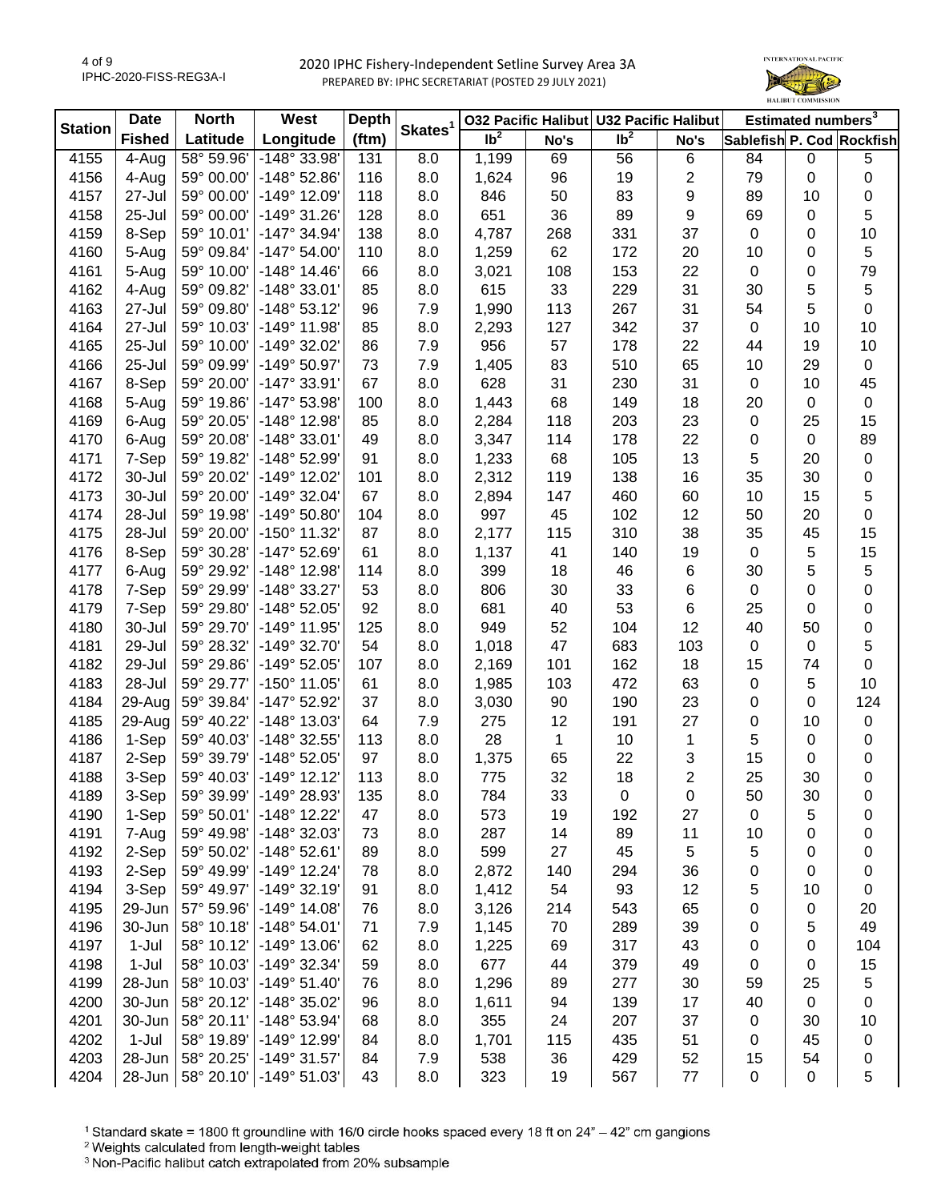2020 IPHC Fishery-Independent Setline Survey Area 3A

PREPARED BY: IPHC SECRETARIAT (POSTED 29 JULY 2021)

| Station | Date | North | West | Depth | Skates[1] | O32 Pacific Halibut | | U32 Pacific Halibut | | Estimated numbers[3] | | |
|---|---|---|---|---|---|---|---|---|---|---|---|---|
| | Fished | Latitude | Longitude | (ftm) | | lb[2] | No's | lb[2] | No's | Sablefish | P. Cod | Rockfish |
| 4155 | 4-Aug | 58° 59.96' | -148° 33.98' | 131 | 8.0 | 1,199 | 69 | 56 | 6 | 84 | 0 | 5 |
| 4156 | 4-Aug | 59° 00.00' | -148° 52.86' | 116 | 8.0 | 1,624 | 96 | 19 | 2 | 79 | 0 | 0 |
| 4157 | 27-Jul | 59° 00.00' | -149° 12.09' | 118 | 8.0 | 846 | 50 | 83 | 9 | 89 | 10 | 0 |
| 4158 | 25-Jul | 59° 00.00' | -149° 31.26' | 128 | 8.0 | 651 | 36 | 89 | 9 | 69 | 0 | 5 |
| 4159 | 8-Sep | 59° 10.01' | -147° 34.94' | 138 | 8.0 | 4,787 | 268 | 331 | 37 | 0 | 0 | 10 |
| 4160 | 5-Aug | 59° 09.84' | -147° 54.00' | 110 | 8.0 | 1,259 | 62 | 172 | 20 | 10 | 0 | 5 |
| 4161 | 5-Aug | 59° 10.00' | -148° 14.46' | 66 | 8.0 | 3,021 | 108 | 153 | 22 | 0 | 0 | 79 |
| 4162 | 4-Aug | 59° 09.82' | -148° 33.01' | 85 | 8.0 | 615 | 33 | 229 | 31 | 30 | 5 | 5 |
| 4163 | 27-Jul | 59° 09.80' | -148° 53.12' | 96 | 7.9 | 1,990 | 113 | 267 | 31 | 54 | 5 | 0 |
| 4164 | 27-Jul | 59° 10.03' | -149° 11.98' | 85 | 8.0 | 2,293 | 127 | 342 | 37 | 0 | 10 | 10 |
| 4165 | 25-Jul | 59° 10.00' | -149° 32.02' | 86 | 7.9 | 956 | 57 | 178 | 22 | 44 | 19 | 10 |
| 4166 | 25-Jul | 59° 09.99' | -149° 50.97' | 73 | 7.9 | 1,405 | 83 | 510 | 65 | 10 | 29 | 0 |
| 4167 | 8-Sep | 59° 20.00' | -147° 33.91' | 67 | 8.0 | 628 | 31 | 230 | 31 | 0 | 10 | 45 |
| 4168 | 5-Aug | 59° 19.86' | -147° 53.98' | 100 | 8.0 | 1,443 | 68 | 149 | 18 | 20 | 0 | 0 |
| 4169 | 6-Aug | 59° 20.05' | -148° 12.98' | 85 | 8.0 | 2,284 | 118 | 203 | 23 | 0 | 25 | 15 |
| 4170 | 6-Aug | 59° 20.08' | -148° 33.01' | 49 | 8.0 | 3,347 | 114 | 178 | 22 | 0 | 0 | 89 |
| 4171 | 7-Sep | 59° 19.82' | -148° 52.99' | 91 | 8.0 | 1,233 | 68 | 105 | 13 | 5 | 20 | 0 |
| 4172 | 30-Jul | 59° 20.02' | -149° 12.02' | 101 | 8.0 | 2,312 | 119 | 138 | 16 | 35 | 30 | 0 |
| 4173 | 30-Jul | 59° 20.00' | -149° 32.04' | 67 | 8.0 | 2,894 | 147 | 460 | 60 | 10 | 15 | 5 |
| 4174 | 28-Jul | 59° 19.98' | -149° 50.80' | 104 | 8.0 | 997 | 45 | 102 | 12 | 50 | 20 | 0 |
| 4175 | 28-Jul | 59° 20.00' | -150° 11.32' | 87 | 8.0 | 2,177 | 115 | 310 | 38 | 35 | 45 | 15 |
| 4176 | 8-Sep | 59° 30.28' | -147° 52.69' | 61 | 8.0 | 1,137 | 41 | 140 | 19 | 0 | 5 | 15 |
| 4177 | 6-Aug | 59° 29.92' | -148° 12.98' | 114 | 8.0 | 399 | 18 | 46 | 6 | 30 | 5 | 5 |
| 4178 | 7-Sep | 59° 29.99' | -148° 33.27' | 53 | 8.0 | 806 | 30 | 33 | 6 | 0 | 0 | 0 |
| 4179 | 7-Sep | 59° 29.80' | -148° 52.05' | 92 | 8.0 | 681 | 40 | 53 | 6 | 25 | 0 | 0 |
| 4180 | 30-Jul | 59° 29.70' | -149° 11.95' | 125 | 8.0 | 949 | 52 | 104 | 12 | 40 | 50 | 0 |
| 4181 | 29-Jul | 59° 28.32' | -149° 32.70' | 54 | 8.0 | 1,018 | 47 | 683 | 103 | 0 | 0 | 5 |
| 4182 | 29-Jul | 59° 29.86' | -149° 52.05' | 107 | 8.0 | 2,169 | 101 | 162 | 18 | 15 | 74 | 0 |
| 4183 | 28-Jul | 59° 29.77' | -150° 11.05' | 61 | 8.0 | 1,985 | 103 | 472 | 63 | 0 | 5 | 10 |
| 4184 | 29-Aug | 59° 39.84' | -147° 52.92' | 37 | 8.0 | 3,030 | 90 | 190 | 23 | 0 | 0 | 124 |
| 4185 | 29-Aug | 59° 40.22' | -148° 13.03' | 64 | 7.9 | 275 | 12 | 191 | 27 | 0 | 10 | 0 |
| 4186 | 1-Sep | 59° 40.03' | -148° 32.55' | 113 | 8.0 | 28 | 1 | 10 | 1 | 5 | 0 | 0 |
| 4187 | 2-Sep | 59° 39.79' | -148° 52.05' | 97 | 8.0 | 1,375 | 65 | 22 | 3 | 15 | 0 | 0 |
| 4188 | 3-Sep | 59° 40.03' | -149° 12.12' | 113 | 8.0 | 775 | 32 | 18 | 2 | 25 | 30 | 0 |
| 4189 | 3-Sep | 59° 39.99' | -149° 28.93' | 135 | 8.0 | 784 | 33 | 0 | 0 | 50 | 30 | 0 |
| 4190 | 1-Sep | 59° 50.01' | -148° 12.22' | 47 | 8.0 | 573 | 19 | 192 | 27 | 0 | 5 | 0 |
| 4191 | 7-Aug | 59° 49.98' | -148° 32.03' | 73 | 8.0 | 287 | 14 | 89 | 11 | 10 | 0 | 0 |
| 4192 | 2-Sep | 59° 50.02' | -148° 52.61' | 89 | 8.0 | 599 | 27 | 45 | 5 | 5 | 0 | 0 |
| 4193 | 2-Sep | 59° 49.99' | -149° 12.24' | 78 | 8.0 | 2,872 | 140 | 294 | 36 | 0 | 0 | 0 |
| 4194 | 3-Sep | 59° 49.97' | -149° 32.19' | 91 | 8.0 | 1,412 | 54 | 93 | 12 | 5 | 10 | 0 |
| 4195 | 29-Jun | 57° 59.96' | -149° 14.08' | 76 | 8.0 | 3,126 | 214 | 543 | 65 | 0 | 0 | 20 |
| 4196 | 30-Jun | 58° 10.18' | -148° 54.01' | 71 | 7.9 | 1,145 | 70 | 289 | 39 | 0 | 5 | 49 |
| 4197 | 1-Jul | 58° 10.12' | -149° 13.06' | 62 | 8.0 | 1,225 | 69 | 317 | 43 | 0 | 0 | 104 |
| 4198 | 1-Jul | 58° 10.03' | -149° 32.34' | 59 | 8.0 | 677 | 44 | 379 | 49 | 0 | 0 | 15 |
| 4199 | 28-Jun | 58° 10.03' | -149° 51.40' | 76 | 8.0 | 1,296 | 89 | 277 | 30 | 59 | 25 | 5 |
| 4200 | 30-Jun | 58° 20.12' | -148° 35.02' | 96 | 8.0 | 1,611 | 94 | 139 | 17 | 40 | 0 | 0 |
| 4201 | 30-Jun | 58° 20.11' | -148° 53.94' | 68 | 8.0 | 355 | 24 | 207 | 37 | 0 | 30 | 10 |
| 4202 | 1-Jul | 58° 19.89' | -149° 12.99' | 84 | 8.0 | 1,701 | 115 | 435 | 51 | 0 | 45 | 0 |
| 4203 | 28-Jun | 58° 20.25' | -149° 31.57' | 84 | 7.9 | 538 | 36 | 429 | 52 | 15 | 54 | 0 |
| 4204 | 28-Jun | 58° 20.10' | -149° 51.03' | 43 | 8.0 | 323 | 19 | 567 | 77 | 0 | 0 | 5 |

[1] Standard skate = 1800 ft groundline with 16/0 circle hooks spaced every 18 ft on 24" – 42" cm gangions

[2] Weights calculated from length-weight tables

[3] Non-Pacific halibut catch extrapolated from 20% subsample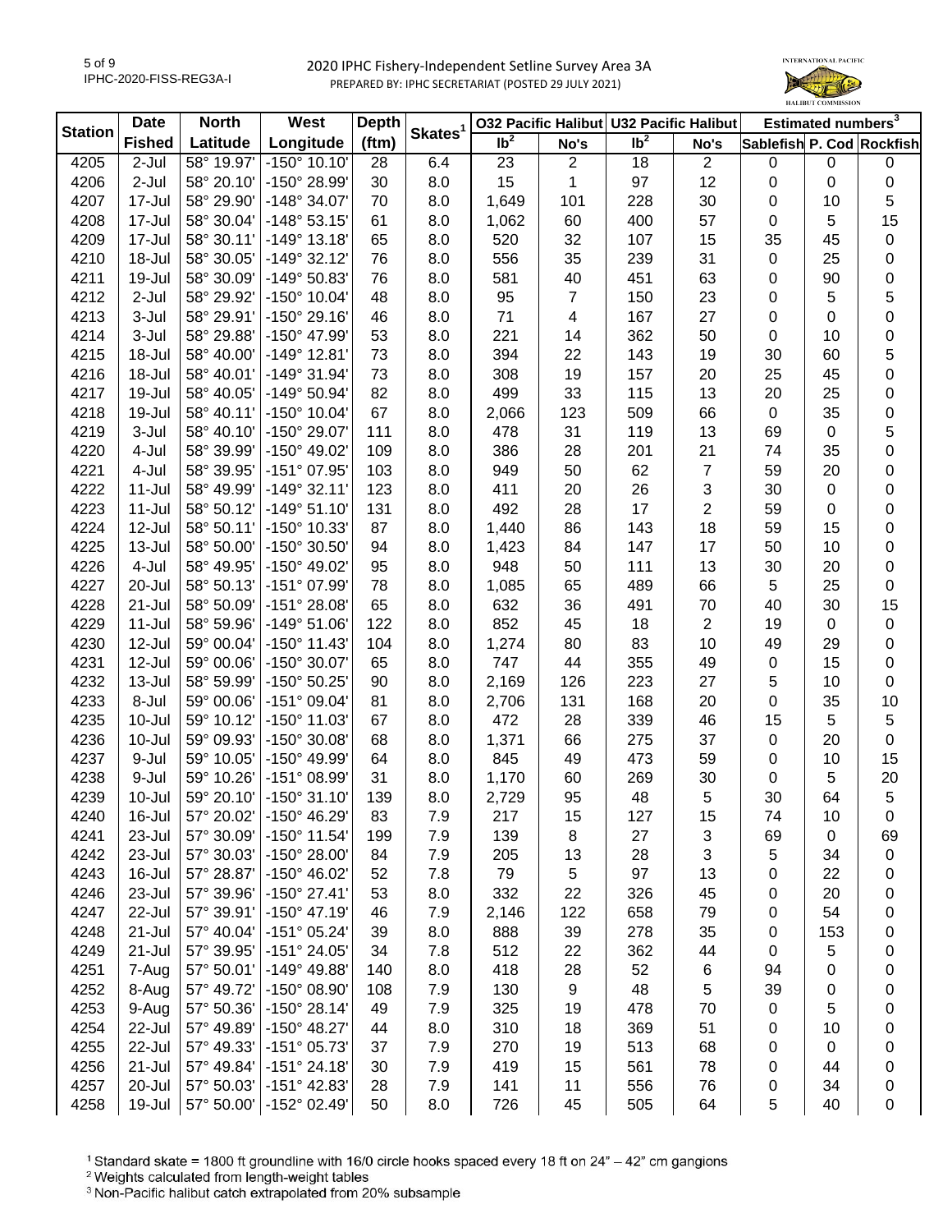# 2020 IPHC Fishery-Independent Setline Survey Area 3A

PREPARED BY: IPHC SECRETARIAT (POSTED 29 JULY 2021)

| Station | Date | North | West | Depth | Skates[1] | O32 Pacific Halibut | | U32 Pacific Halibut | | Estimated numbers[3] | | |
|---|---|---|---|---|---|---|---|---|---|---|---|---|
| | Fished | Latitude | Longitude | (ftm) | | lb[2] | No's | lb[2] | No's | Sablefish | P. Cod | Rockfish |
| 4205 | 2-Jul | 58° 19.97' | -150° 10.10' | 28 | 6.4 | 23 | 2 | 18 | 2 | 0 | 0 | 0 |
| 4206 | 2-Jul | 58° 20.10' | -150° 28.99' | 30 | 8.0 | 15 | 1 | 97 | 12 | 0 | 0 | 0 |
| 4207 | 17-Jul | 58° 29.90' | -148° 34.07' | 70 | 8.0 | 1,649 | 101 | 228 | 30 | 0 | 10 | 5 |
| 4208 | 17-Jul | 58° 30.04' | -148° 53.15' | 61 | 8.0 | 1,062 | 60 | 400 | 57 | 0 | 5 | 15 |
| 4209 | 17-Jul | 58° 30.11' | -149° 13.18' | 65 | 8.0 | 520 | 32 | 107 | 15 | 35 | 45 | 0 |
| 4210 | 18-Jul | 58° 30.05' | -149° 32.12' | 76 | 8.0 | 556 | 35 | 239 | 31 | 0 | 25 | 0 |
| 4211 | 19-Jul | 58° 30.09' | -149° 50.83' | 76 | 8.0 | 581 | 40 | 451 | 63 | 0 | 90 | 0 |
| 4212 | 2-Jul | 58° 29.92' | -150° 10.04' | 48 | 8.0 | 95 | 7 | 150 | 23 | 0 | 5 | 5 |
| 4213 | 3-Jul | 58° 29.91' | -150° 29.16' | 46 | 8.0 | 71 | 4 | 167 | 27 | 0 | 0 | 0 |
| 4214 | 3-Jul | 58° 29.88' | -150° 47.99' | 53 | 8.0 | 221 | 14 | 362 | 50 | 0 | 10 | 0 |
| 4215 | 18-Jul | 58° 40.00' | -149° 12.81' | 73 | 8.0 | 394 | 22 | 143 | 19 | 30 | 60 | 5 |
| 4216 | 18-Jul | 58° 40.01' | -149° 31.94' | 73 | 8.0 | 308 | 19 | 157 | 20 | 25 | 45 | 0 |
| 4217 | 19-Jul | 58° 40.05' | -149° 50.94' | 82 | 8.0 | 499 | 33 | 115 | 13 | 20 | 25 | 0 |
| 4218 | 19-Jul | 58° 40.11' | -150° 10.04' | 67 | 8.0 | 2,066 | 123 | 509 | 66 | 0 | 35 | 0 |
| 4219 | 3-Jul | 58° 40.10' | -150° 29.07' | 111 | 8.0 | 478 | 31 | 119 | 13 | 69 | 0 | 5 |
| 4220 | 4-Jul | 58° 39.99' | -150° 49.02' | 109 | 8.0 | 386 | 28 | 201 | 21 | 74 | 35 | 0 |
| 4221 | 4-Jul | 58° 39.95' | -151° 07.95' | 103 | 8.0 | 949 | 50 | 62 | 7 | 59 | 20 | 0 |
| 4222 | 11-Jul | 58° 49.99' | -149° 32.11' | 123 | 8.0 | 411 | 20 | 26 | 3 | 30 | 0 | 0 |
| 4223 | 11-Jul | 58° 50.12' | -149° 51.10' | 131 | 8.0 | 492 | 28 | 17 | 2 | 59 | 0 | 0 |
| 4224 | 12-Jul | 58° 50.11' | -150° 10.33' | 87 | 8.0 | 1,440 | 86 | 143 | 18 | 59 | 15 | 0 |
| 4225 | 13-Jul | 58° 50.00' | -150° 30.50' | 94 | 8.0 | 1,423 | 84 | 147 | 17 | 50 | 10 | 0 |
| 4226 | 4-Jul | 58° 49.95' | -150° 49.02' | 95 | 8.0 | 948 | 50 | 111 | 13 | 30 | 20 | 0 |
| 4227 | 20-Jul | 58° 50.13' | -151° 07.99' | 78 | 8.0 | 1,085 | 65 | 489 | 66 | 5 | 25 | 0 |
| 4228 | 21-Jul | 58° 50.09' | -151° 28.08' | 65 | 8.0 | 632 | 36 | 491 | 70 | 40 | 30 | 15 |
| 4229 | 11-Jul | 58° 59.96' | -149° 51.06' | 122 | 8.0 | 852 | 45 | 18 | 2 | 19 | 0 | 0 |
| 4230 | 12-Jul | 59° 00.04' | -150° 11.43' | 104 | 8.0 | 1,274 | 80 | 83 | 10 | 49 | 29 | 0 |
| 4231 | 12-Jul | 59° 00.06' | -150° 30.07' | 65 | 8.0 | 747 | 44 | 355 | 49 | 0 | 15 | 0 |
| 4232 | 13-Jul | 58° 59.99' | -150° 50.25' | 90 | 8.0 | 2,169 | 126 | 223 | 27 | 5 | 10 | 0 |
| 4233 | 8-Jul | 59° 00.06' | -151° 09.04' | 81 | 8.0 | 2,706 | 131 | 168 | 20 | 0 | 35 | 10 |
| 4235 | 10-Jul | 59° 10.12' | -150° 11.03' | 67 | 8.0 | 472 | 28 | 339 | 46 | 15 | 5 | 5 |
| 4236 | 10-Jul | 59° 09.93' | -150° 30.08' | 68 | 8.0 | 1,371 | 66 | 275 | 37 | 0 | 20 | 0 |
| 4237 | 9-Jul | 59° 10.05' | -150° 49.99' | 64 | 8.0 | 845 | 49 | 473 | 59 | 0 | 10 | 15 |
| 4238 | 9-Jul | 59° 10.26' | -151° 08.99' | 31 | 8.0 | 1,170 | 60 | 269 | 30 | 0 | 5 | 20 |
| 4239 | 10-Jul | 59° 20.10' | -150° 31.10' | 139 | 8.0 | 2,729 | 95 | 48 | 5 | 30 | 64 | 5 |
| 4240 | 16-Jul | 57° 20.02' | -150° 46.29' | 83 | 7.9 | 217 | 15 | 127 | 15 | 74 | 10 | 0 |
| 4241 | 23-Jul | 57° 30.09' | -150° 11.54' | 199 | 7.9 | 139 | 8 | 27 | 3 | 69 | 0 | 69 |
| 4242 | 23-Jul | 57° 30.03' | -150° 28.00' | 84 | 7.9 | 205 | 13 | 28 | 3 | 5 | 34 | 0 |
| 4243 | 16-Jul | 57° 28.87' | -150° 46.02' | 52 | 7.8 | 79 | 5 | 97 | 13 | 0 | 22 | 0 |
| 4246 | 23-Jul | 57° 39.96' | -150° 27.41' | 53 | 8.0 | 332 | 22 | 326 | 45 | 0 | 20 | 0 |
| 4247 | 22-Jul | 57° 39.91' | -150° 47.19' | 46 | 7.9 | 2,146 | 122 | 658 | 79 | 0 | 54 | 0 |
| 4248 | 21-Jul | 57° 40.04' | -151° 05.24' | 39 | 8.0 | 888 | 39 | 278 | 35 | 0 | 153 | 0 |
| 4249 | 21-Jul | 57° 39.95' | -151° 24.05' | 34 | 7.8 | 512 | 22 | 362 | 44 | 0 | 5 | 0 |
| 4251 | 7-Aug | 57° 50.01' | -149° 49.88' | 140 | 8.0 | 418 | 28 | 52 | 6 | 94 | 0 | 0 |
| 4252 | 8-Aug | 57° 49.72' | -150° 08.90' | 108 | 7.9 | 130 | 9 | 48 | 5 | 39 | 0 | 0 |
| 4253 | 9-Aug | 57° 50.36' | -150° 28.14' | 49 | 7.9 | 325 | 19 | 478 | 70 | 0 | 5 | 0 |
| 4254 | 22-Jul | 57° 49.89' | -150° 48.27' | 44 | 8.0 | 310 | 18 | 369 | 51 | 0 | 10 | 0 |
| 4255 | 22-Jul | 57° 49.33' | -151° 05.73' | 37 | 7.9 | 270 | 19 | 513 | 68 | 0 | 0 | 0 |
| 4256 | 21-Jul | 57° 49.84' | -151° 24.18' | 30 | 7.9 | 419 | 15 | 561 | 78 | 0 | 44 | 0 |
| 4257 | 20-Jul | 57° 50.03' | -151° 42.83' | 28 | 7.9 | 141 | 11 | 556 | 76 | 0 | 34 | 0 |
| 4258 | 19-Jul | 57° 50.00' | -152° 02.49' | 50 | 8.0 | 726 | 45 | 505 | 64 | 5 | 40 | 0 |

[1] Standard skate = 1800 ft groundline with 16/0 circle hooks spaced every 18 ft on 24" – 42" cm gangions

[2] Weights calculated from length-weight tables

[3] Non-Pacific halibut catch extrapolated from 20% subsample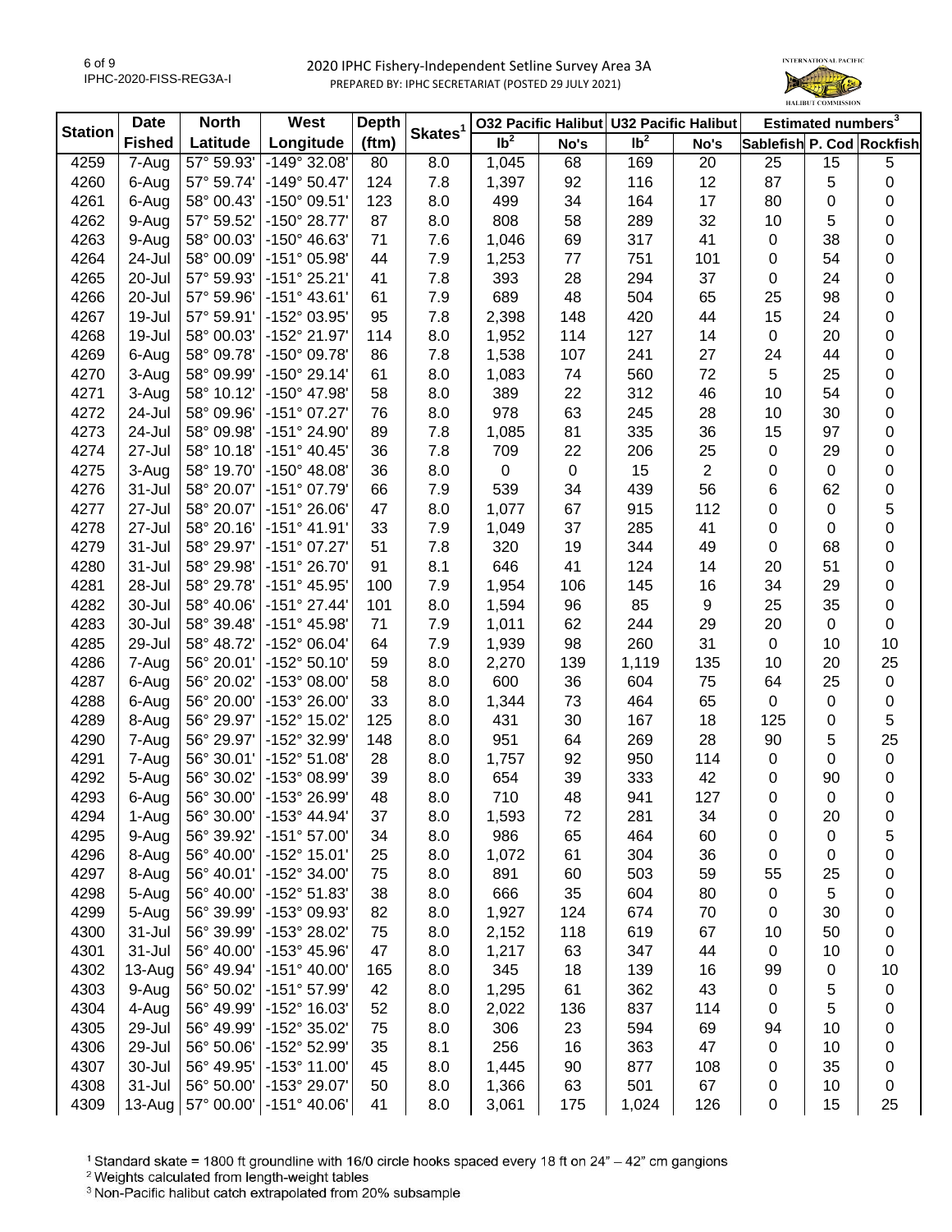2020 IPHC Fishery-Independent Setline Survey Area 3A

PREPARED BY: IPHC SECRETARIAT (POSTED 29 JULY 2021)

| Station | Date | North | West | Depth | Skates[1] | O32 Pacific Halibut | | U32 Pacific Halibut | | Estimated numbers[3] | | |
|---|---|---|---|---|---|---|---|---|---|---|---|---|
| | Fished | Latitude | Longitude | (ftm) | | lb[2] | No's | lb[2] | No's | Sablefish | P. Cod | Rockfish |
| 4259 | 7-Aug | 57° 59.93' | -149° 32.08' | 80 | 8.0 | 1,045 | 68 | 169 | 20 | 25 | 15 | 5 |
| 4260 | 6-Aug | 57° 59.74' | -149° 50.47' | 124 | 7.8 | 1,397 | 92 | 116 | 12 | 87 | 5 | 0 |
| 4261 | 6-Aug | 58° 00.43' | -150° 09.51' | 123 | 8.0 | 499 | 34 | 164 | 17 | 80 | 0 | 0 |
| 4262 | 9-Aug | 57° 59.52' | -150° 28.77' | 87 | 8.0 | 808 | 58 | 289 | 32 | 10 | 5 | 0 |
| 4263 | 9-Aug | 58° 00.03' | -150° 46.63' | 71 | 7.6 | 1,046 | 69 | 317 | 41 | 0 | 38 | 0 |
| 4264 | 24-Jul | 58° 00.09' | -151° 05.98' | 44 | 7.9 | 1,253 | 77 | 751 | 101 | 0 | 54 | 0 |
| 4265 | 20-Jul | 57° 59.93' | -151° 25.21' | 41 | 7.8 | 393 | 28 | 294 | 37 | 0 | 24 | 0 |
| 4266 | 20-Jul | 57° 59.96' | -151° 43.61' | 61 | 7.9 | 689 | 48 | 504 | 65 | 25 | 98 | 0 |
| 4267 | 19-Jul | 57° 59.91' | -152° 03.95' | 95 | 7.8 | 2,398 | 148 | 420 | 44 | 15 | 24 | 0 |
| 4268 | 19-Jul | 58° 00.03' | -152° 21.97' | 114 | 8.0 | 1,952 | 114 | 127 | 14 | 0 | 20 | 0 |
| 4269 | 6-Aug | 58° 09.78' | -150° 09.78' | 86 | 7.8 | 1,538 | 107 | 241 | 27 | 24 | 44 | 0 |
| 4270 | 3-Aug | 58° 09.99' | -150° 29.14' | 61 | 8.0 | 1,083 | 74 | 560 | 72 | 5 | 25 | 0 |
| 4271 | 3-Aug | 58° 10.12' | -150° 47.98' | 58 | 8.0 | 389 | 22 | 312 | 46 | 10 | 54 | 0 |
| 4272 | 24-Jul | 58° 09.96' | -151° 07.27' | 76 | 8.0 | 978 | 63 | 245 | 28 | 10 | 30 | 0 |
| 4273 | 24-Jul | 58° 09.98' | -151° 24.90' | 89 | 7.8 | 1,085 | 81 | 335 | 36 | 15 | 97 | 0 |
| 4274 | 27-Jul | 58° 10.18' | -151° 40.45' | 36 | 7.8 | 709 | 22 | 206 | 25 | 0 | 29 | 0 |
| 4275 | 3-Aug | 58° 19.70' | -150° 48.08' | 36 | 8.0 | 0 | 0 | 15 | 2 | 0 | 0 | 0 |
| 4276 | 31-Jul | 58° 20.07' | -151° 07.79' | 66 | 7.9 | 539 | 34 | 439 | 56 | 6 | 62 | 0 |
| 4277 | 27-Jul | 58° 20.07' | -151° 26.06' | 47 | 8.0 | 1,077 | 67 | 915 | 112 | 0 | 0 | 5 |
| 4278 | 27-Jul | 58° 20.16' | -151° 41.91' | 33 | 7.9 | 1,049 | 37 | 285 | 41 | 0 | 0 | 0 |
| 4279 | 31-Jul | 58° 29.97' | -151° 07.27' | 51 | 7.8 | 320 | 19 | 344 | 49 | 0 | 68 | 0 |
| 4280 | 31-Jul | 58° 29.98' | -151° 26.70' | 91 | 8.1 | 646 | 41 | 124 | 14 | 20 | 51 | 0 |
| 4281 | 28-Jul | 58° 29.78' | -151° 45.95' | 100 | 7.9 | 1,954 | 106 | 145 | 16 | 34 | 29 | 0 |
| 4282 | 30-Jul | 58° 40.06' | -151° 27.44' | 101 | 8.0 | 1,594 | 96 | 85 | 9 | 25 | 35 | 0 |
| 4283 | 30-Jul | 58° 39.48' | -151° 45.98' | 71 | 7.9 | 1,011 | 62 | 244 | 29 | 20 | 0 | 0 |
| 4285 | 29-Jul | 58° 48.72' | -152° 06.04' | 64 | 7.9 | 1,939 | 98 | 260 | 31 | 0 | 10 | 10 |
| 4286 | 7-Aug | 56° 20.01' | -152° 50.10' | 59 | 8.0 | 2,270 | 139 | 1,119 | 135 | 10 | 20 | 25 |
| 4287 | 6-Aug | 56° 20.02' | -153° 08.00' | 58 | 8.0 | 600 | 36 | 604 | 75 | 64 | 25 | 0 |
| 4288 | 6-Aug | 56° 20.00' | -153° 26.00' | 33 | 8.0 | 1,344 | 73 | 464 | 65 | 0 | 0 | 0 |
| 4289 | 8-Aug | 56° 29.97' | -152° 15.02' | 125 | 8.0 | 431 | 30 | 167 | 18 | 125 | 0 | 5 |
| 4290 | 7-Aug | 56° 29.97' | -152° 32.99' | 148 | 8.0 | 951 | 64 | 269 | 28 | 90 | 5 | 25 |
| 4291 | 7-Aug | 56° 30.01' | -152° 51.08' | 28 | 8.0 | 1,757 | 92 | 950 | 114 | 0 | 0 | 0 |
| 4292 | 5-Aug | 56° 30.02' | -153° 08.99' | 39 | 8.0 | 654 | 39 | 333 | 42 | 0 | 90 | 0 |
| 4293 | 6-Aug | 56° 30.00' | -153° 26.99' | 48 | 8.0 | 710 | 48 | 941 | 127 | 0 | 0 | 0 |
| 4294 | 1-Aug | 56° 30.00' | -153° 44.94' | 37 | 8.0 | 1,593 | 72 | 281 | 34 | 0 | 20 | 0 |
| 4295 | 9-Aug | 56° 39.92' | -151° 57.00' | 34 | 8.0 | 986 | 65 | 464 | 60 | 0 | 0 | 5 |
| 4296 | 8-Aug | 56° 40.00' | -152° 15.01' | 25 | 8.0 | 1,072 | 61 | 304 | 36 | 0 | 0 | 0 |
| 4297 | 8-Aug | 56° 40.01' | -152° 34.00' | 75 | 8.0 | 891 | 60 | 503 | 59 | 55 | 25 | 0 |
| 4298 | 5-Aug | 56° 40.00' | -152° 51.83' | 38 | 8.0 | 666 | 35 | 604 | 80 | 0 | 5 | 0 |
| 4299 | 5-Aug | 56° 39.99' | -153° 09.93' | 82 | 8.0 | 1,927 | 124 | 674 | 70 | 0 | 30 | 0 |
| 4300 | 31-Jul | 56° 39.99' | -153° 28.02' | 75 | 8.0 | 2,152 | 118 | 619 | 67 | 10 | 50 | 0 |
| 4301 | 31-Jul | 56° 40.00' | -153° 45.96' | 47 | 8.0 | 1,217 | 63 | 347 | 44 | 0 | 10 | 0 |
| 4302 | 13-Aug | 56° 49.94' | -151° 40.00' | 165 | 8.0 | 345 | 18 | 139 | 16 | 99 | 0 | 10 |
| 4303 | 9-Aug | 56° 50.02' | -151° 57.99' | 42 | 8.0 | 1,295 | 61 | 362 | 43 | 0 | 5 | 0 |
| 4304 | 4-Aug | 56° 49.99' | -152° 16.03' | 52 | 8.0 | 2,022 | 136 | 837 | 114 | 0 | 5 | 0 |
| 4305 | 29-Jul | 56° 49.99' | -152° 35.02' | 75 | 8.0 | 306 | 23 | 594 | 69 | 94 | 10 | 0 |
| 4306 | 29-Jul | 56° 50.06' | -152° 52.99' | 35 | 8.1 | 256 | 16 | 363 | 47 | 0 | 10 | 0 |
| 4307 | 30-Jul | 56° 49.95' | -153° 11.00' | 45 | 8.0 | 1,445 | 90 | 877 | 108 | 0 | 35 | 0 |
| 4308 | 31-Jul | 56° 50.00' | -153° 29.07' | 50 | 8.0 | 1,366 | 63 | 501 | 67 | 0 | 10 | 0 |
| 4309 | 13-Aug | 57° 00.00' | -151° 40.06' | 41 | 8.0 | 3,061 | 175 | 1,024 | 126 | 0 | 15 | 25 |

[1] Standard skate = 1800 ft groundline with 16/0 circle hooks spaced every 18 ft on 24" – 42" cm gangions

[2] Weights calculated from length-weight tables

[3] Non-Pacific halibut catch extrapolated from 20% subsample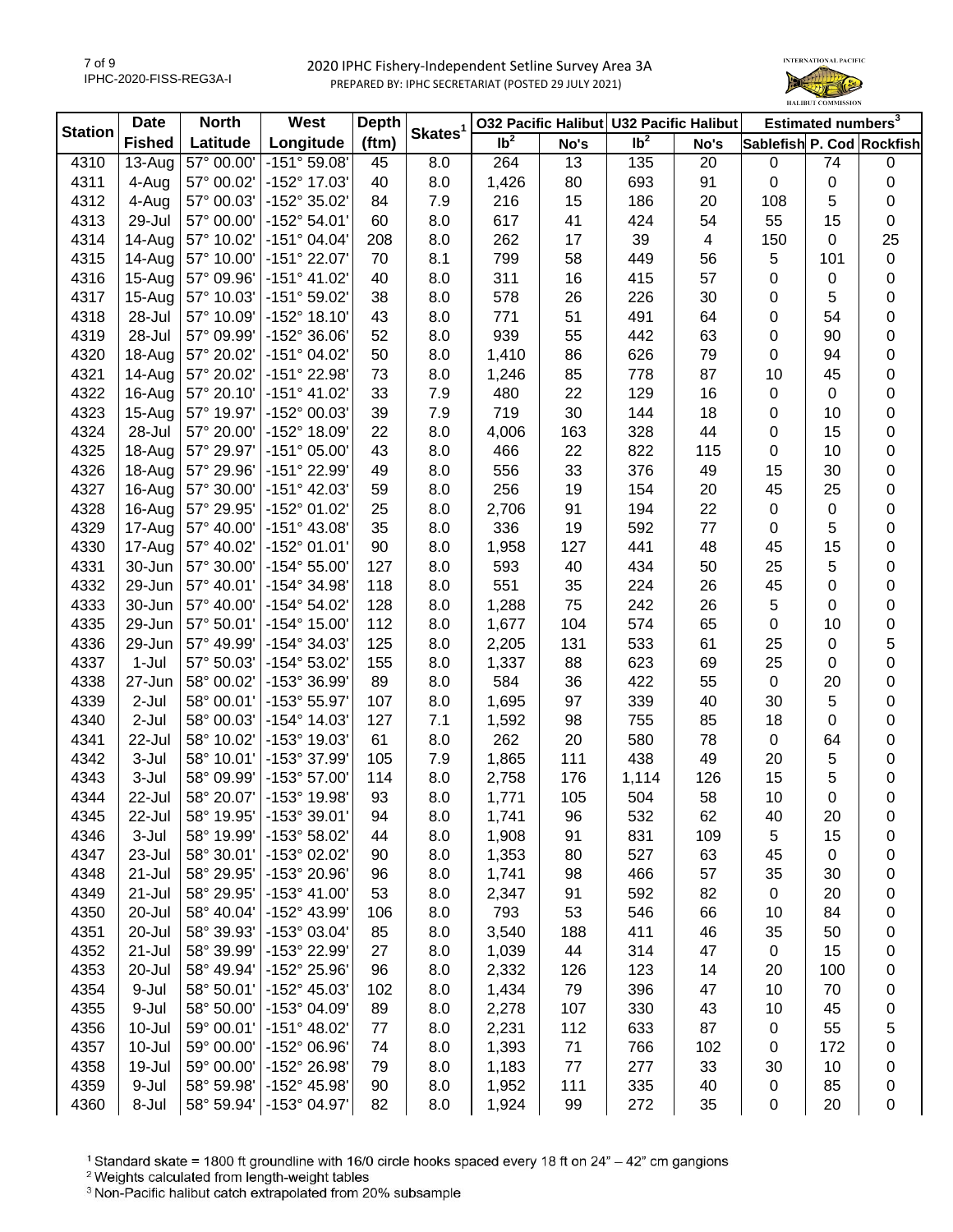# 2020 IPHC Fishery-Independent Setline Survey Area 3A

PREPARED BY: IPHC SECRETARIAT (POSTED 29 JULY 2021)

| Station | Date | North | West | Depth | Skates[1] | O32 Pacific Halibut | | U32 Pacific Halibut | | Estimated numbers[3] | | |
|---|---|---|---|---|---|---|---|---|---|---|---|---|
| | Fished | Latitude | Longitude | (ftm) | | lb[2] | No's | lb[2] | No's | Sablefish | P. Cod | Rockfish |
| 4310 | 13-Aug | 57° 00.00' | -151° 59.08' | 45 | 8.0 | 264 | 13 | 135 | 20 | 0 | 74 | 0 |
| 4311 | 4-Aug | 57° 00.02' | -152° 17.03' | 40 | 8.0 | 1,426 | 80 | 693 | 91 | 0 | 0 | 0 |
| 4312 | 4-Aug | 57° 00.03' | -152° 35.02' | 84 | 7.9 | 216 | 15 | 186 | 20 | 108 | 5 | 0 |
| 4313 | 29-Jul | 57° 00.00' | -152° 54.01' | 60 | 8.0 | 617 | 41 | 424 | 54 | 55 | 15 | 0 |
| 4314 | 14-Aug | 57° 10.02' | -151° 04.04' | 208 | 8.0 | 262 | 17 | 39 | 4 | 150 | 0 | 25 |
| 4315 | 14-Aug | 57° 10.00' | -151° 22.07' | 70 | 8.1 | 799 | 58 | 449 | 56 | 5 | 101 | 0 |
| 4316 | 15-Aug | 57° 09.96' | -151° 41.02' | 40 | 8.0 | 311 | 16 | 415 | 57 | 0 | 0 | 0 |
| 4317 | 15-Aug | 57° 10.03' | -151° 59.02' | 38 | 8.0 | 578 | 26 | 226 | 30 | 0 | 5 | 0 |
| 4318 | 28-Jul | 57° 10.09' | -152° 18.10' | 43 | 8.0 | 771 | 51 | 491 | 64 | 0 | 54 | 0 |
| 4319 | 28-Jul | 57° 09.99' | -152° 36.06' | 52 | 8.0 | 939 | 55 | 442 | 63 | 0 | 90 | 0 |
| 4320 | 18-Aug | 57° 20.02' | -151° 04.02' | 50 | 8.0 | 1,410 | 86 | 626 | 79 | 0 | 94 | 0 |
| 4321 | 14-Aug | 57° 20.02' | -151° 22.98' | 73 | 8.0 | 1,246 | 85 | 778 | 87 | 10 | 45 | 0 |
| 4322 | 16-Aug | 57° 20.10' | -151° 41.02' | 33 | 7.9 | 480 | 22 | 129 | 16 | 0 | 0 | 0 |
| 4323 | 15-Aug | 57° 19.97' | -152° 00.03' | 39 | 7.9 | 719 | 30 | 144 | 18 | 0 | 10 | 0 |
| 4324 | 28-Jul | 57° 20.00' | -152° 18.09' | 22 | 8.0 | 4,006 | 163 | 328 | 44 | 0 | 15 | 0 |
| 4325 | 18-Aug | 57° 29.97' | -151° 05.00' | 43 | 8.0 | 466 | 22 | 822 | 115 | 0 | 10 | 0 |
| 4326 | 18-Aug | 57° 29.96' | -151° 22.99' | 49 | 8.0 | 556 | 33 | 376 | 49 | 15 | 30 | 0 |
| 4327 | 16-Aug | 57° 30.00' | -151° 42.03' | 59 | 8.0 | 256 | 19 | 154 | 20 | 45 | 25 | 0 |
| 4328 | 16-Aug | 57° 29.95' | -152° 01.02' | 25 | 8.0 | 2,706 | 91 | 194 | 22 | 0 | 0 | 0 |
| 4329 | 17-Aug | 57° 40.00' | -151° 43.08' | 35 | 8.0 | 336 | 19 | 592 | 77 | 0 | 5 | 0 |
| 4330 | 17-Aug | 57° 40.02' | -152° 01.01' | 90 | 8.0 | 1,958 | 127 | 441 | 48 | 45 | 15 | 0 |
| 4331 | 30-Jun | 57° 30.00' | -154° 55.00' | 127 | 8.0 | 593 | 40 | 434 | 50 | 25 | 5 | 0 |
| 4332 | 29-Jun | 57° 40.01' | -154° 34.98' | 118 | 8.0 | 551 | 35 | 224 | 26 | 45 | 0 | 0 |
| 4333 | 30-Jun | 57° 40.00' | -154° 54.02' | 128 | 8.0 | 1,288 | 75 | 242 | 26 | 5 | 0 | 0 |
| 4335 | 29-Jun | 57° 50.01' | -154° 15.00' | 112 | 8.0 | 1,677 | 104 | 574 | 65 | 0 | 10 | 0 |
| 4336 | 29-Jun | 57° 49.99' | -154° 34.03' | 125 | 8.0 | 2,205 | 131 | 533 | 61 | 25 | 0 | 5 |
| 4337 | 1-Jul | 57° 50.03' | -154° 53.02' | 155 | 8.0 | 1,337 | 88 | 623 | 69 | 25 | 0 | 0 |
| 4338 | 27-Jun | 58° 00.02' | -153° 36.99' | 89 | 8.0 | 584 | 36 | 422 | 55 | 0 | 20 | 0 |
| 4339 | 2-Jul | 58° 00.01' | -153° 55.97' | 107 | 8.0 | 1,695 | 97 | 339 | 40 | 30 | 5 | 0 |
| 4340 | 2-Jul | 58° 00.03' | -154° 14.03' | 127 | 7.1 | 1,592 | 98 | 755 | 85 | 18 | 0 | 0 |
| 4341 | 22-Jul | 58° 10.02' | -153° 19.03' | 61 | 8.0 | 262 | 20 | 580 | 78 | 0 | 64 | 0 |
| 4342 | 3-Jul | 58° 10.01' | -153° 37.99' | 105 | 7.9 | 1,865 | 111 | 438 | 49 | 20 | 5 | 0 |
| 4343 | 3-Jul | 58° 09.99' | -153° 57.00' | 114 | 8.0 | 2,758 | 176 | 1,114 | 126 | 15 | 5 | 0 |
| 4344 | 22-Jul | 58° 20.07' | -153° 19.98' | 93 | 8.0 | 1,771 | 105 | 504 | 58 | 10 | 0 | 0 |
| 4345 | 22-Jul | 58° 19.95' | -153° 39.01' | 94 | 8.0 | 1,741 | 96 | 532 | 62 | 40 | 20 | 0 |
| 4346 | 3-Jul | 58° 19.99' | -153° 58.02' | 44 | 8.0 | 1,908 | 91 | 831 | 109 | 5 | 15 | 0 |
| 4347 | 23-Jul | 58° 30.01' | -153° 02.02' | 90 | 8.0 | 1,353 | 80 | 527 | 63 | 45 | 0 | 0 |
| 4348 | 21-Jul | 58° 29.95' | -153° 20.96' | 96 | 8.0 | 1,741 | 98 | 466 | 57 | 35 | 30 | 0 |
| 4349 | 21-Jul | 58° 29.95' | -153° 41.00' | 53 | 8.0 | 2,347 | 91 | 592 | 82 | 0 | 20 | 0 |
| 4350 | 20-Jul | 58° 40.04' | -152° 43.99' | 106 | 8.0 | 793 | 53 | 546 | 66 | 10 | 84 | 0 |
| 4351 | 20-Jul | 58° 39.93' | -153° 03.04' | 85 | 8.0 | 3,540 | 188 | 411 | 46 | 35 | 50 | 0 |
| 4352 | 21-Jul | 58° 39.99' | -153° 22.99' | 27 | 8.0 | 1,039 | 44 | 314 | 47 | 0 | 15 | 0 |
| 4353 | 20-Jul | 58° 49.94' | -152° 25.96' | 96 | 8.0 | 2,332 | 126 | 123 | 14 | 20 | 100 | 0 |
| 4354 | 9-Jul | 58° 50.01' | -152° 45.03' | 102 | 8.0 | 1,434 | 79 | 396 | 47 | 10 | 70 | 0 |
| 4355 | 9-Jul | 58° 50.00' | -153° 04.09' | 89 | 8.0 | 2,278 | 107 | 330 | 43 | 10 | 45 | 0 |
| 4356 | 10-Jul | 59° 00.01' | -151° 48.02' | 77 | 8.0 | 2,231 | 112 | 633 | 87 | 0 | 55 | 5 |
| 4357 | 10-Jul | 59° 00.00' | -152° 06.96' | 74 | 8.0 | 1,393 | 71 | 766 | 102 | 0 | 172 | 0 |
| 4358 | 19-Jul | 59° 00.00' | -152° 26.98' | 79 | 8.0 | 1,183 | 77 | 277 | 33 | 30 | 10 | 0 |
| 4359 | 9-Jul | 58° 59.98' | -152° 45.98' | 90 | 8.0 | 1,952 | 111 | 335 | 40 | 0 | 85 | 0 |
| 4360 | 8-Jul | 58° 59.94' | -153° 04.97' | 82 | 8.0 | 1,924 | 99 | 272 | 35 | 0 | 20 | 0 |

[1] Standard skate = 1800 ft groundline with 16/0 circle hooks spaced every 18 ft on 24" – 42" cm gangions
[2] Weights calculated from length-weight tables
[3] Non-Pacific halibut catch extrapolated from 20% subsample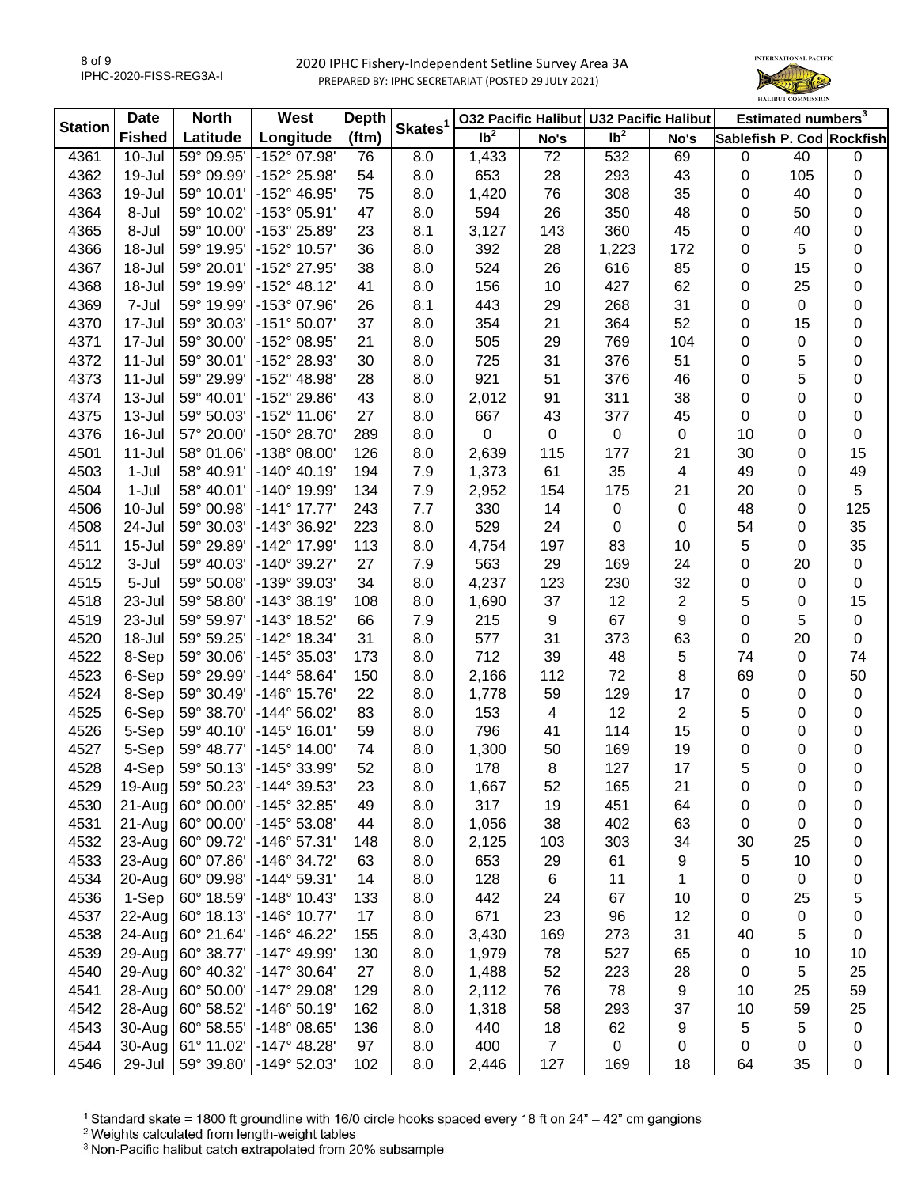# 2020 IPHC Fishery-Independent Setline Survey Area 3A

PREPARED BY: IPHC SECRETARIAT (POSTED 29 JULY 2021)

| Station | Date Fished | North Latitude | West Longitude | Depth (ftm) | Skates[1] | O32 Pacific Halibut lb[2] | O32 Pacific Halibut No's | U32 Pacific Halibut lb[2] | U32 Pacific Halibut No's | Estimated numbers[3] Sablefish | Estimated numbers[3] P. Cod | Estimated numbers[3] Rockfish |
|---|---|---|---|---|---|---|---|---|---|---|---|---|
| 4361 | 10-Jul | 59° 09.95' | -152° 07.98' | 76 | 8.0 | 1,433 | 72 | 532 | 69 | 0 | 40 | 0 |
| 4362 | 19-Jul | 59° 09.99' | -152° 25.98' | 54 | 8.0 | 653 | 28 | 293 | 43 | 0 | 105 | 0 |
| 4363 | 19-Jul | 59° 10.01' | -152° 46.95' | 75 | 8.0 | 1,420 | 76 | 308 | 35 | 0 | 40 | 0 |
| 4364 | 8-Jul | 59° 10.02' | -153° 05.91' | 47 | 8.0 | 594 | 26 | 350 | 48 | 0 | 50 | 0 |
| 4365 | 8-Jul | 59° 10.00' | -153° 25.89' | 23 | 8.1 | 3,127 | 143 | 360 | 45 | 0 | 40 | 0 |
| 4366 | 18-Jul | 59° 19.95' | -152° 10.57' | 36 | 8.0 | 392 | 28 | 1,223 | 172 | 0 | 5 | 0 |
| 4367 | 18-Jul | 59° 20.01' | -152° 27.95' | 38 | 8.0 | 524 | 26 | 616 | 85 | 0 | 15 | 0 |
| 4368 | 18-Jul | 59° 19.99' | -152° 48.12' | 41 | 8.0 | 156 | 10 | 427 | 62 | 0 | 25 | 0 |
| 4369 | 7-Jul | 59° 19.99' | -153° 07.96' | 26 | 8.1 | 443 | 29 | 268 | 31 | 0 | 0 | 0 |
| 4370 | 17-Jul | 59° 30.03' | -151° 50.07' | 37 | 8.0 | 354 | 21 | 364 | 52 | 0 | 15 | 0 |
| 4371 | 17-Jul | 59° 30.00' | -152° 08.95' | 21 | 8.0 | 505 | 29 | 769 | 104 | 0 | 0 | 0 |
| 4372 | 11-Jul | 59° 30.01' | -152° 28.93' | 30 | 8.0 | 725 | 31 | 376 | 51 | 0 | 5 | 0 |
| 4373 | 11-Jul | 59° 29.99' | -152° 48.98' | 28 | 8.0 | 921 | 51 | 376 | 46 | 0 | 5 | 0 |
| 4374 | 13-Jul | 59° 40.01' | -152° 29.86' | 43 | 8.0 | 2,012 | 91 | 311 | 38 | 0 | 0 | 0 |
| 4375 | 13-Jul | 59° 50.03' | -152° 11.06' | 27 | 8.0 | 667 | 43 | 377 | 45 | 0 | 0 | 0 |
| 4376 | 16-Jul | 57° 20.00' | -150° 28.70' | 289 | 8.0 | 0 | 0 | 0 | 0 | 10 | 0 | 0 |
| 4501 | 11-Jul | 58° 01.06' | -138° 08.00' | 126 | 8.0 | 2,639 | 115 | 177 | 21 | 30 | 0 | 15 |
| 4503 | 1-Jul | 58° 40.91' | -140° 40.19' | 194 | 7.9 | 1,373 | 61 | 35 | 4 | 49 | 0 | 49 |
| 4504 | 1-Jul | 58° 40.01' | -140° 19.99' | 134 | 7.9 | 2,952 | 154 | 175 | 21 | 20 | 0 | 5 |
| 4506 | 10-Jul | 59° 00.98' | -141° 17.77' | 243 | 7.7 | 330 | 14 | 0 | 0 | 48 | 0 | 125 |
| 4508 | 24-Jul | 59° 30.03' | -143° 36.92' | 223 | 8.0 | 529 | 24 | 0 | 0 | 54 | 0 | 35 |
| 4511 | 15-Jul | 59° 29.89' | -142° 17.99' | 113 | 8.0 | 4,754 | 197 | 83 | 10 | 5 | 0 | 35 |
| 4512 | 3-Jul | 59° 40.03' | -140° 39.27' | 27 | 7.9 | 563 | 29 | 169 | 24 | 0 | 20 | 0 |
| 4515 | 5-Jul | 59° 50.08' | -139° 39.03' | 34 | 8.0 | 4,237 | 123 | 230 | 32 | 0 | 0 | 0 |
| 4518 | 23-Jul | 59° 58.80' | -143° 38.19' | 108 | 8.0 | 1,690 | 37 | 12 | 2 | 5 | 0 | 15 |
| 4519 | 23-Jul | 59° 59.97' | -143° 18.52' | 66 | 7.9 | 215 | 9 | 67 | 9 | 0 | 5 | 0 |
| 4520 | 18-Jul | 59° 59.25' | -142° 18.34' | 31 | 8.0 | 577 | 31 | 373 | 63 | 0 | 20 | 0 |
| 4522 | 8-Sep | 59° 30.06' | -145° 35.03' | 173 | 8.0 | 712 | 39 | 48 | 5 | 74 | 0 | 74 |
| 4523 | 6-Sep | 59° 29.99' | -144° 58.64' | 150 | 8.0 | 2,166 | 112 | 72 | 8 | 69 | 0 | 50 |
| 4524 | 8-Sep | 59° 30.49' | -146° 15.76' | 22 | 8.0 | 1,778 | 59 | 129 | 17 | 0 | 0 | 0 |
| 4525 | 6-Sep | 59° 38.70' | -144° 56.02' | 83 | 8.0 | 153 | 4 | 12 | 2 | 5 | 0 | 0 |
| 4526 | 5-Sep | 59° 40.10' | -145° 16.01' | 59 | 8.0 | 796 | 41 | 114 | 15 | 0 | 0 | 0 |
| 4527 | 5-Sep | 59° 48.77' | -145° 14.00' | 74 | 8.0 | 1,300 | 50 | 169 | 19 | 0 | 0 | 0 |
| 4528 | 4-Sep | 59° 50.13' | -145° 33.99' | 52 | 8.0 | 178 | 8 | 127 | 17 | 5 | 0 | 0 |
| 4529 | 19-Aug | 59° 50.23' | -144° 39.53' | 23 | 8.0 | 1,667 | 52 | 165 | 21 | 0 | 0 | 0 |
| 4530 | 21-Aug | 60° 00.00' | -145° 32.85' | 49 | 8.0 | 317 | 19 | 451 | 64 | 0 | 0 | 0 |
| 4531 | 21-Aug | 60° 00.00' | -145° 53.08' | 44 | 8.0 | 1,056 | 38 | 402 | 63 | 0 | 0 | 0 |
| 4532 | 23-Aug | 60° 09.72' | -146° 57.31' | 148 | 8.0 | 2,125 | 103 | 303 | 34 | 30 | 25 | 0 |
| 4533 | 23-Aug | 60° 07.86' | -146° 34.72' | 63 | 8.0 | 653 | 29 | 61 | 9 | 5 | 10 | 0 |
| 4534 | 20-Aug | 60° 09.98' | -144° 59.31' | 14 | 8.0 | 128 | 6 | 11 | 1 | 0 | 0 | 0 |
| 4536 | 1-Sep | 60° 18.59' | -148° 10.43' | 133 | 8.0 | 442 | 24 | 67 | 10 | 0 | 25 | 5 |
| 4537 | 22-Aug | 60° 18.13' | -146° 10.77' | 17 | 8.0 | 671 | 23 | 96 | 12 | 0 | 0 | 0 |
| 4538 | 24-Aug | 60° 21.64' | -146° 46.22' | 155 | 8.0 | 3,430 | 169 | 273 | 31 | 40 | 5 | 0 |
| 4539 | 29-Aug | 60° 38.77' | -147° 49.99' | 130 | 8.0 | 1,979 | 78 | 527 | 65 | 0 | 10 | 10 |
| 4540 | 29-Aug | 60° 40.32' | -147° 30.64' | 27 | 8.0 | 1,488 | 52 | 223 | 28 | 0 | 5 | 25 |
| 4541 | 28-Aug | 60° 50.00' | -147° 29.08' | 129 | 8.0 | 2,112 | 76 | 78 | 9 | 10 | 25 | 59 |
| 4542 | 28-Aug | 60° 58.52' | -146° 50.19' | 162 | 8.0 | 1,318 | 58 | 293 | 37 | 10 | 59 | 25 |
| 4543 | 30-Aug | 60° 58.55' | -148° 08.65' | 136 | 8.0 | 440 | 18 | 62 | 9 | 5 | 5 | 0 |
| 4544 | 30-Aug | 61° 11.02' | -147° 48.28' | 97 | 8.0 | 400 | 7 | 0 | 0 | 0 | 0 | 0 |
| 4546 | 29-Jul | 59° 39.80' | -149° 52.03' | 102 | 8.0 | 2,446 | 127 | 169 | 18 | 64 | 35 | 0 |

[1] Standard skate = 1800 ft groundline with 16/0 circle hooks spaced every 18 ft on 24" – 42" cm gangions

[2] Weights calculated from length-weight tables

[3] Non-Pacific halibut catch extrapolated from 20% subsample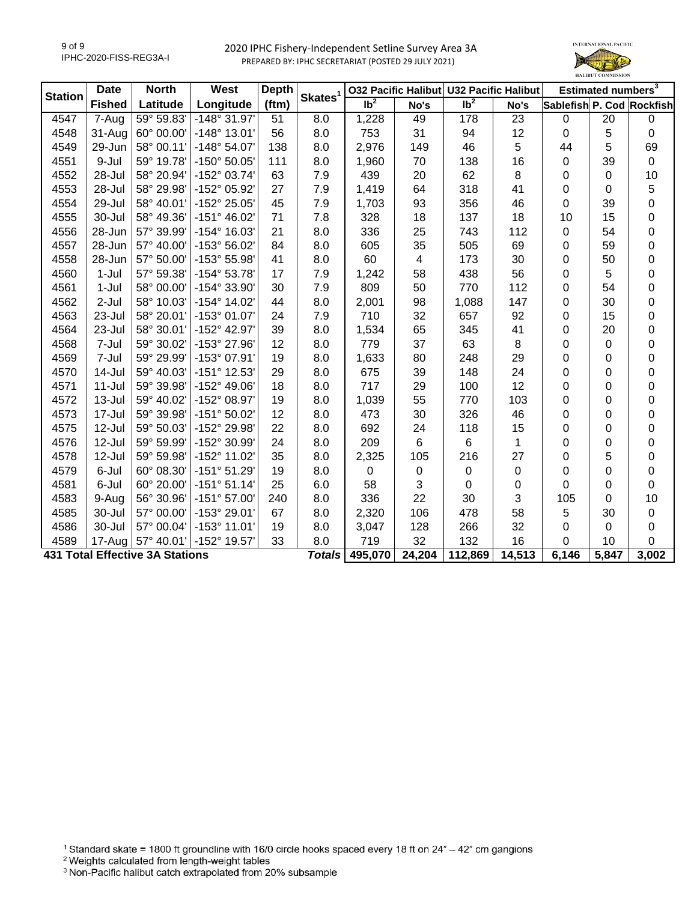# 2020 IPHC Fishery-Independent Setline Survey Area 3A

PREPARED BY: IPHC SECRETARIAT (POSTED 29 JULY 2021)

| Station | Date | North | West | Depth | Skates[1] | O32 Pacific Halibut | | U32 Pacific Halibut | | Estimated numbers[3] | | |
|---|---|---|---|---|---|---|---|---|---|---|---|---|
| | Fished | Latitude | Longitude | (ftm) | | lb[2] | No's | lb[2] | No's | Sablefish | P. Cod | Rockfish |
| 4547 | 7-Aug | 59° 59.83' | -148° 31.97' | 51 | 8.0 | 1,228 | 49 | 178 | 23 | 0 | 20 | 0 |
| 4548 | 31-Aug | 60° 00.00' | -148° 13.01' | 56 | 8.0 | 753 | 31 | 94 | 12 | 0 | 5 | 0 |
| 4549 | 29-Jun | 58° 00.11' | -148° 54.07' | 138 | 8.0 | 2,976 | 149 | 46 | 5 | 44 | 5 | 69 |
| 4551 | 9-Jul | 59° 19.78' | -150° 50.05' | 111 | 8.0 | 1,960 | 70 | 138 | 16 | 0 | 39 | 0 |
| 4552 | 28-Jul | 58° 20.94' | -152° 03.74' | 63 | 7.9 | 439 | 20 | 62 | 8 | 0 | 0 | 10 |
| 4553 | 28-Jul | 58° 29.98' | -152° 05.92' | 27 | 7.9 | 1,419 | 64 | 318 | 41 | 0 | 0 | 5 |
| 4554 | 29-Jul | 58° 40.01' | -152° 25.05' | 45 | 7.9 | 1,703 | 93 | 356 | 46 | 0 | 39 | 0 |
| 4555 | 30-Jul | 58° 49.36' | -151° 46.02' | 71 | 7.8 | 328 | 18 | 137 | 18 | 10 | 15 | 0 |
| 4556 | 28-Jun | 57° 39.99' | -154° 16.03' | 21 | 8.0 | 336 | 25 | 743 | 112 | 0 | 54 | 0 |
| 4557 | 28-Jun | 57° 40.00' | -153° 56.02' | 84 | 8.0 | 605 | 35 | 505 | 69 | 0 | 59 | 0 |
| 4558 | 28-Jun | 57° 50.00' | -153° 55.98' | 41 | 8.0 | 60 | 4 | 173 | 30 | 0 | 50 | 0 |
| 4560 | 1-Jul | 57° 59.38' | -154° 53.78' | 17 | 7.9 | 1,242 | 58 | 438 | 56 | 0 | 5 | 0 |
| 4561 | 1-Jul | 58° 00.00' | -154° 33.90' | 30 | 7.9 | 809 | 50 | 770 | 112 | 0 | 54 | 0 |
| 4562 | 2-Jul | 58° 10.03' | -154° 14.02' | 44 | 8.0 | 2,001 | 98 | 1,088 | 147 | 0 | 30 | 0 |
| 4563 | 23-Jul | 58° 20.01' | -153° 01.07' | 24 | 7.9 | 710 | 32 | 657 | 92 | 0 | 15 | 0 |
| 4564 | 23-Jul | 58° 30.01' | -152° 42.97' | 39 | 8.0 | 1,534 | 65 | 345 | 41 | 0 | 20 | 0 |
| 4568 | 7-Jul | 59° 30.02' | -153° 27.96' | 12 | 8.0 | 779 | 37 | 63 | 8 | 0 | 0 | 0 |
| 4569 | 7-Jul | 59° 29.99' | -153° 07.91' | 19 | 8.0 | 1,633 | 80 | 248 | 29 | 0 | 0 | 0 |
| 4570 | 14-Jul | 59° 40.03' | -151° 12.53' | 29 | 8.0 | 675 | 39 | 148 | 24 | 0 | 0 | 0 |
| 4571 | 11-Jul | 59° 39.98' | -152° 49.06' | 18 | 8.0 | 717 | 29 | 100 | 12 | 0 | 0 | 0 |
| 4572 | 13-Jul | 59° 40.02' | -152° 08.97' | 19 | 8.0 | 1,039 | 55 | 770 | 103 | 0 | 0 | 0 |
| 4573 | 17-Jul | 59° 39.98' | -151° 50.02' | 12 | 8.0 | 473 | 30 | 326 | 46 | 0 | 0 | 0 |
| 4575 | 12-Jul | 59° 50.03' | -152° 29.98' | 22 | 8.0 | 692 | 24 | 118 | 15 | 0 | 0 | 0 |
| 4576 | 12-Jul | 59° 59.99' | -152° 30.99' | 24 | 8.0 | 209 | 6 | 6 | 1 | 0 | 0 | 0 |
| 4578 | 12-Jul | 59° 59.98' | -152° 11.02' | 35 | 8.0 | 2,325 | 105 | 216 | 27 | 0 | 5 | 0 |
| 4579 | 6-Jul | 60° 08.30' | -151° 51.29' | 19 | 8.0 | 0 | 0 | 0 | 0 | 0 | 0 | 0 |
| 4581 | 6-Jul | 60° 20.00' | -151° 51.14' | 25 | 6.0 | 58 | 3 | 0 | 0 | 0 | 0 | 0 |
| 4583 | 9-Aug | 56° 30.96' | -151° 57.00' | 240 | 8.0 | 336 | 22 | 30 | 3 | 105 | 0 | 10 |
| 4585 | 30-Jul | 57° 00.00' | -153° 29.01' | 67 | 8.0 | 2,320 | 106 | 478 | 58 | 5 | 30 | 0 |
| 4586 | 30-Jul | 57° 00.04' | -153° 11.01' | 19 | 8.0 | 3,047 | 128 | 266 | 32 | 0 | 0 | 0 |
| 4589 | 17-Aug | 57° 40.01' | -152° 19.57' | 33 | 8.0 | 719 | 32 | 132 | 16 | 0 | 10 | 0 |
| **431 Total Effective 3A Stations** | | | | | ***Totals*** | **495,070** | **24,204** | **112,869** | **14,513** | **6,146** | **5,847** | **3,002** |

[1] Standard skate = 1800 ft groundline with 16/0 circle hooks spaced every 18 ft on 24" – 42" cm gangions
[2] Weights calculated from length-weight tables
[3] Non-Pacific halibut catch extrapolated from 20% subsample